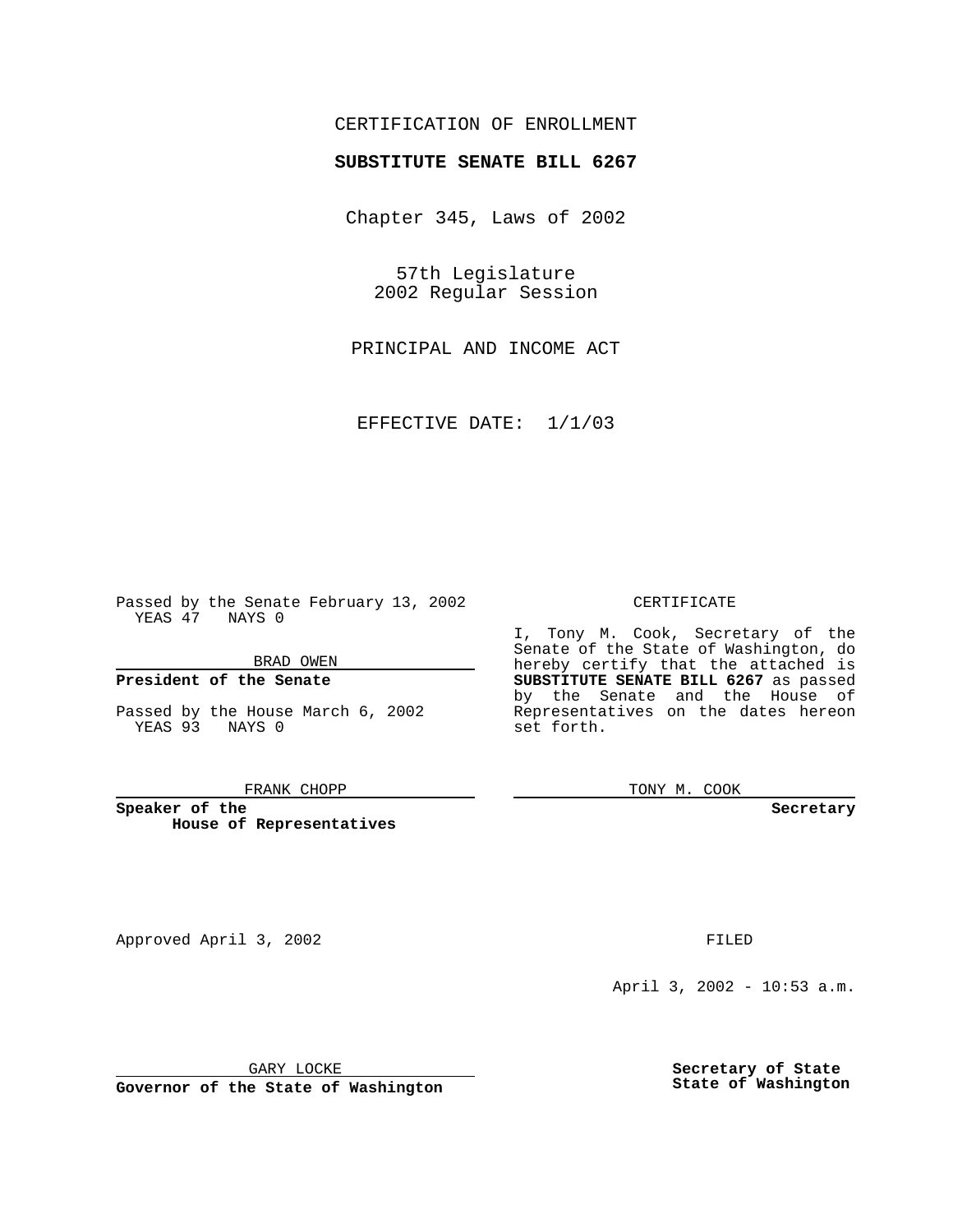CERTIFICATION OF ENROLLMENT

**SUBSTITUTE SENATE BILL 6267**

Chapter 345, Laws of 2002

57th Legislature
2002 Regular Session

PRINCIPAL AND INCOME ACT

EFFECTIVE DATE: 1/1/03

Passed by the Senate February 13, 2002
YEAS 47 NAYS 0

BRAD OWEN

**President of the Senate**

Passed by the House March 6, 2002
YEAS 93 NAYS 0

FRANK CHOPP

**Speaker of the House of Representatives**

CERTIFICATE

I, Tony M. Cook, Secretary of the Senate of the State of Washington, do hereby certify that the attached is **SUBSTITUTE SENATE BILL 6267** as passed by the Senate and the House of Representatives on the dates hereon set forth.

TONY M. COOK

**Secretary**

Approved April 3, 2002

FILED

April 3, 2002 - 10:53 a.m.

GARY LOCKE

**Governor of the State of Washington**

**Secretary of State**
**State of Washington**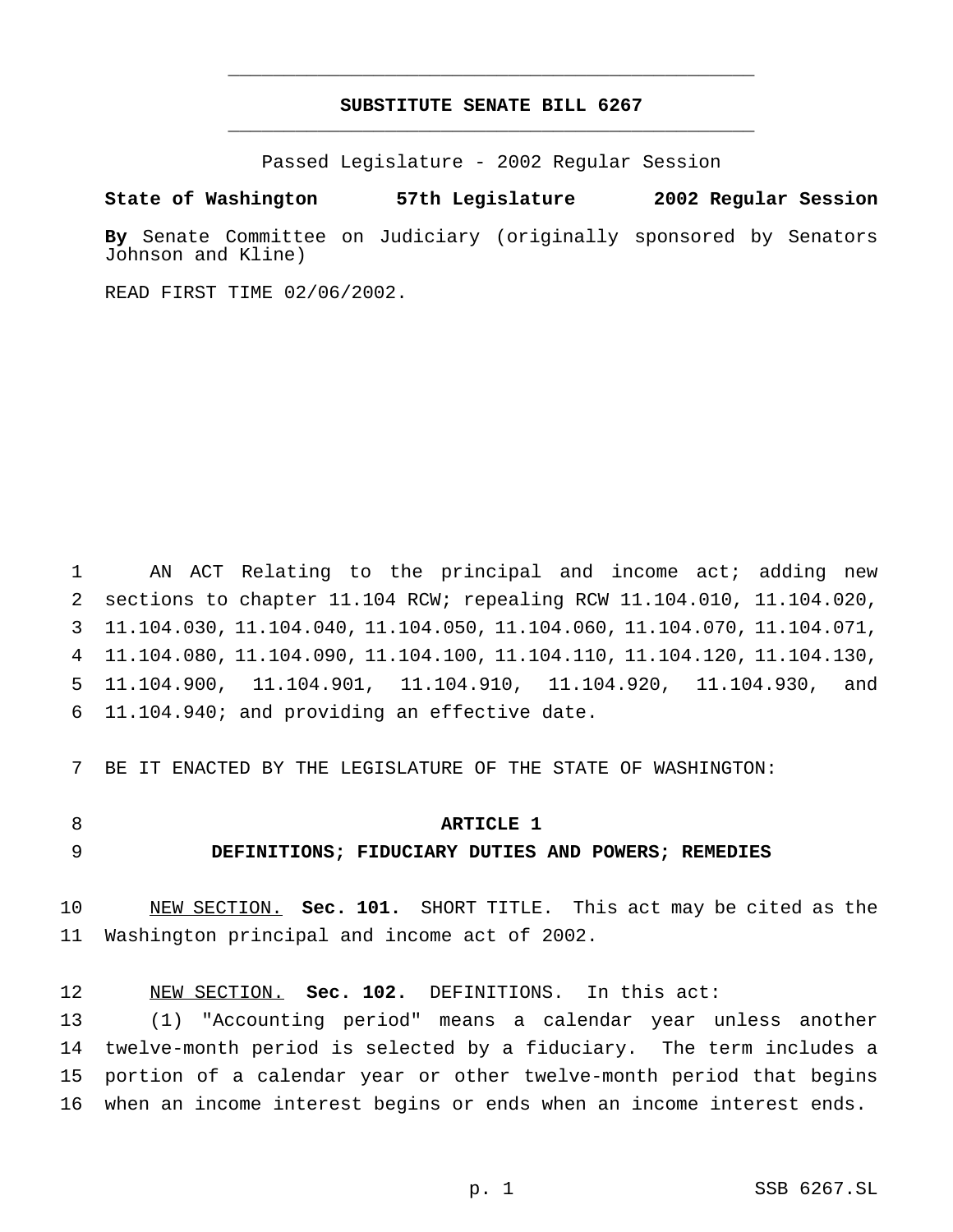# SUBSTITUTE SENATE BILL 6267

Passed Legislature - 2002 Regular Session

**State of Washington 57th Legislature 2002 Regular Session**

**By** Senate Committee on Judiciary (originally sponsored by Senators Johnson and Kline)

READ FIRST TIME 02/06/2002.

AN ACT Relating to the principal and income act; adding new sections to chapter 11.104 RCW; repealing RCW 11.104.010, 11.104.020, 11.104.030, 11.104.040, 11.104.050, 11.104.060, 11.104.070, 11.104.071, 11.104.080, 11.104.090, 11.104.100, 11.104.110, 11.104.120, 11.104.130, 11.104.900, 11.104.901, 11.104.910, 11.104.920, 11.104.930, and 11.104.940; and providing an effective date.

BE IT ENACTED BY THE LEGISLATURE OF THE STATE OF WASHINGTON:

## ARTICLE 1

## DEFINITIONS; FIDUCIARY DUTIES AND POWERS; REMEDIES

NEW SECTION. **Sec. 101.** SHORT TITLE. This act may be cited as the Washington principal and income act of 2002.

NEW SECTION. **Sec. 102.** DEFINITIONS. In this act:

(1) "Accounting period" means a calendar year unless another twelve-month period is selected by a fiduciary. The term includes a portion of a calendar year or other twelve-month period that begins when an income interest begins or ends when an income interest ends.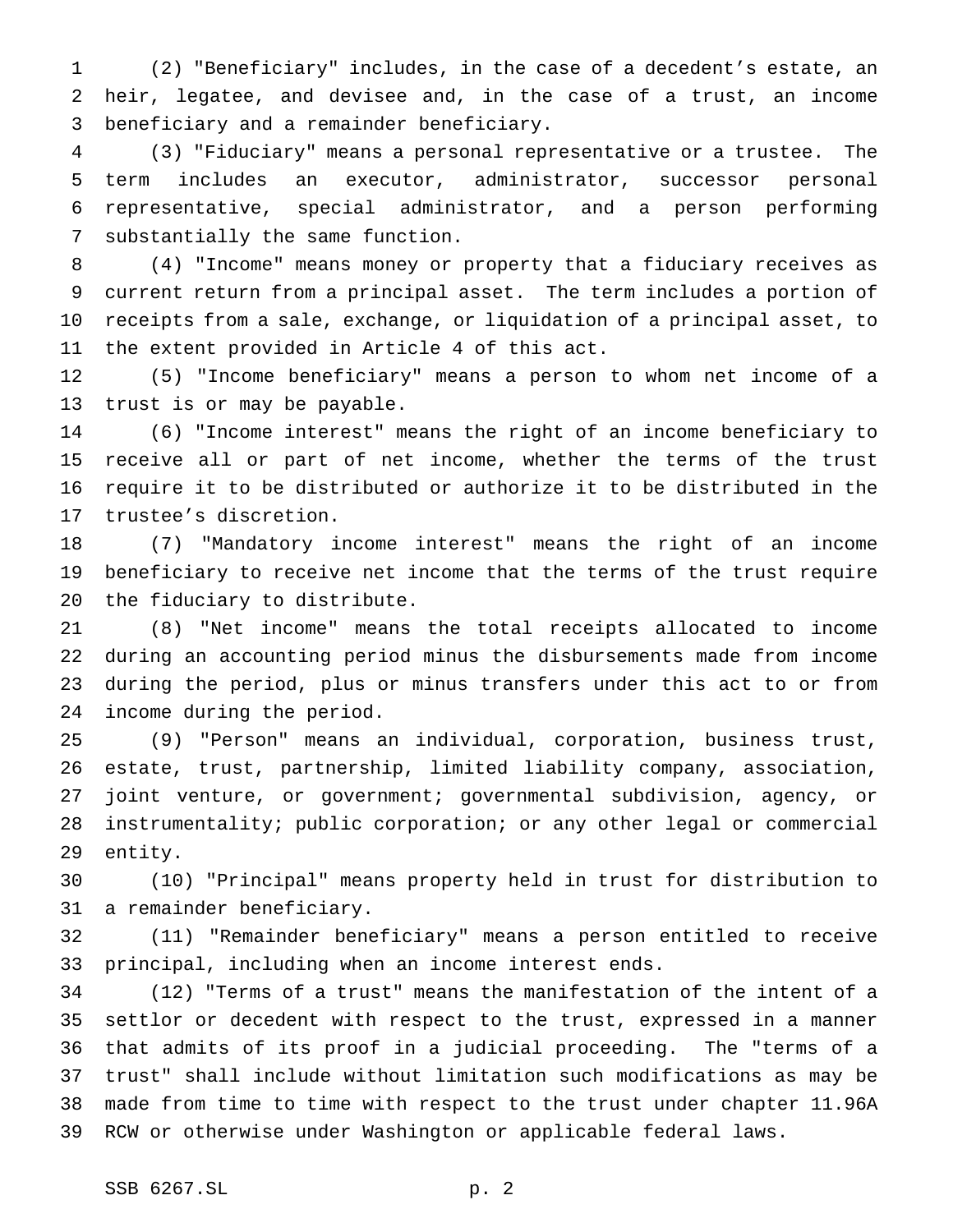(2) "Beneficiary" includes, in the case of a decedent's estate, an heir, legatee, and devisee and, in the case of a trust, an income beneficiary and a remainder beneficiary.

(3) "Fiduciary" means a personal representative or a trustee. The term includes an executor, administrator, successor personal representative, special administrator, and a person performing substantially the same function.

(4) "Income" means money or property that a fiduciary receives as current return from a principal asset. The term includes a portion of receipts from a sale, exchange, or liquidation of a principal asset, to the extent provided in Article 4 of this act.

(5) "Income beneficiary" means a person to whom net income of a trust is or may be payable.

(6) "Income interest" means the right of an income beneficiary to receive all or part of net income, whether the terms of the trust require it to be distributed or authorize it to be distributed in the trustee's discretion.

(7) "Mandatory income interest" means the right of an income beneficiary to receive net income that the terms of the trust require the fiduciary to distribute.

(8) "Net income" means the total receipts allocated to income during an accounting period minus the disbursements made from income during the period, plus or minus transfers under this act to or from income during the period.

(9) "Person" means an individual, corporation, business trust, estate, trust, partnership, limited liability company, association, joint venture, or government; governmental subdivision, agency, or instrumentality; public corporation; or any other legal or commercial entity.

(10) "Principal" means property held in trust for distribution to a remainder beneficiary.

(11) "Remainder beneficiary" means a person entitled to receive principal, including when an income interest ends.

(12) "Terms of a trust" means the manifestation of the intent of a settlor or decedent with respect to the trust, expressed in a manner that admits of its proof in a judicial proceeding. The "terms of a trust" shall include without limitation such modifications as may be made from time to time with respect to the trust under chapter 11.96A RCW or otherwise under Washington or applicable federal laws.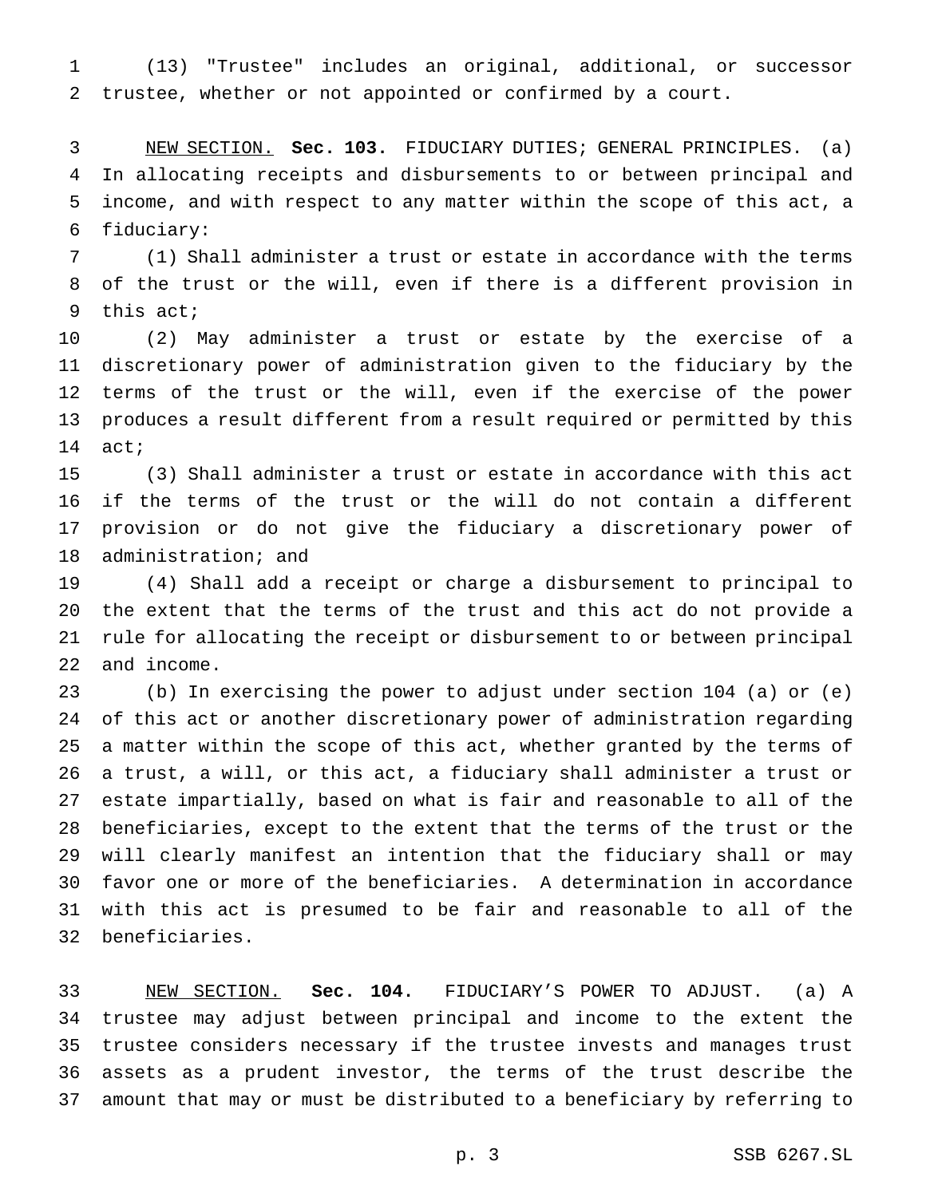(13) "Trustee" includes an original, additional, or successor trustee, whether or not appointed or confirmed by a court.

NEW SECTION. **Sec. 103.** FIDUCIARY DUTIES; GENERAL PRINCIPLES. (a) In allocating receipts and disbursements to or between principal and income, and with respect to any matter within the scope of this act, a fiduciary:

(1) Shall administer a trust or estate in accordance with the terms of the trust or the will, even if there is a different provision in this act;

(2) May administer a trust or estate by the exercise of a discretionary power of administration given to the fiduciary by the terms of the trust or the will, even if the exercise of the power produces a result different from a result required or permitted by this act;

(3) Shall administer a trust or estate in accordance with this act if the terms of the trust or the will do not contain a different provision or do not give the fiduciary a discretionary power of administration; and

(4) Shall add a receipt or charge a disbursement to principal to the extent that the terms of the trust and this act do not provide a rule for allocating the receipt or disbursement to or between principal and income.

(b) In exercising the power to adjust under section 104 (a) or (e) of this act or another discretionary power of administration regarding a matter within the scope of this act, whether granted by the terms of a trust, a will, or this act, a fiduciary shall administer a trust or estate impartially, based on what is fair and reasonable to all of the beneficiaries, except to the extent that the terms of the trust or the will clearly manifest an intention that the fiduciary shall or may favor one or more of the beneficiaries. A determination in accordance with this act is presumed to be fair and reasonable to all of the beneficiaries.

NEW SECTION. **Sec. 104.** FIDUCIARY'S POWER TO ADJUST. (a) A trustee may adjust between principal and income to the extent the trustee considers necessary if the trustee invests and manages trust assets as a prudent investor, the terms of the trust describe the amount that may or must be distributed to a beneficiary by referring to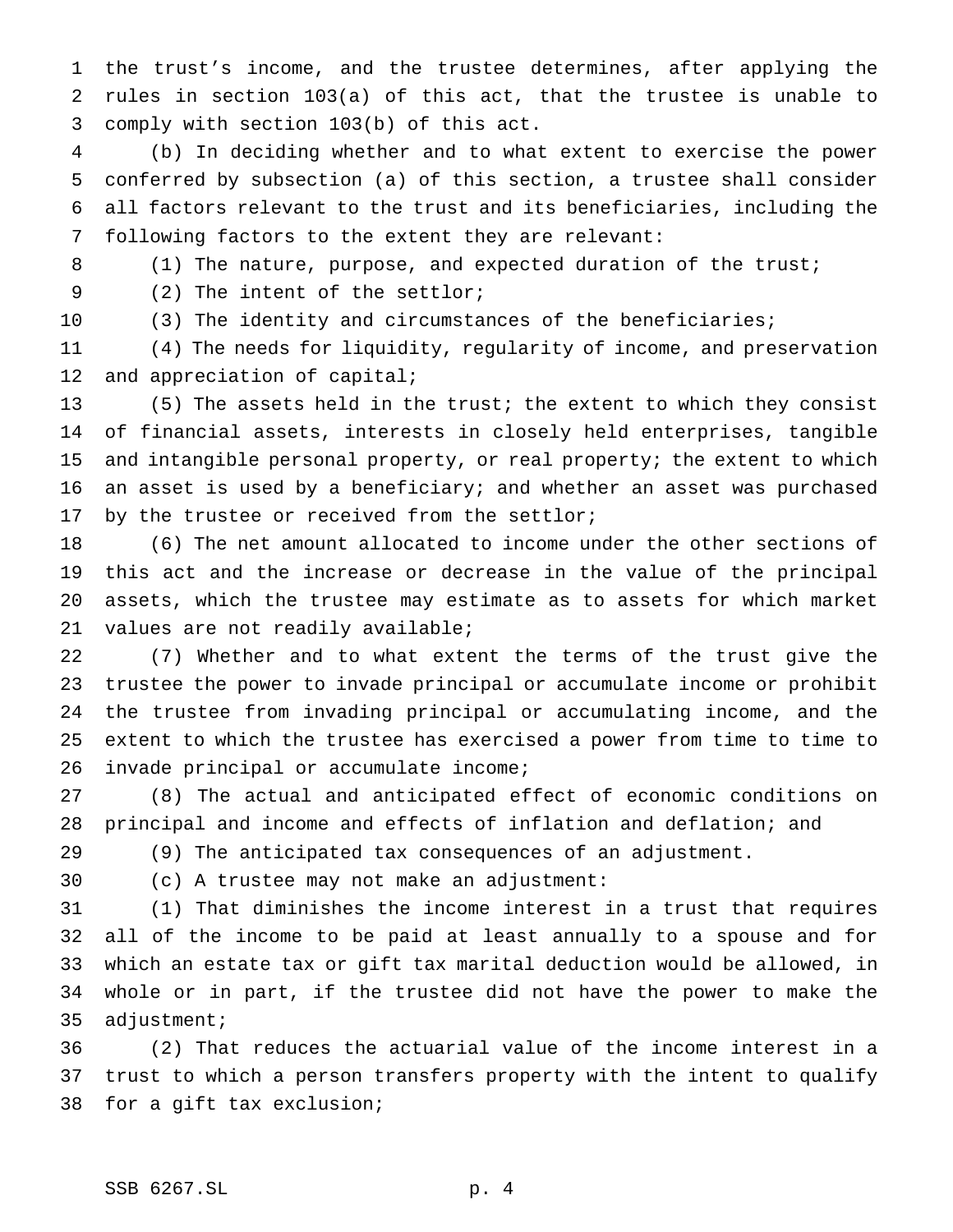the trust's income, and the trustee determines, after applying the rules in section 103(a) of this act, that the trustee is unable to comply with section 103(b) of this act.

(b) In deciding whether and to what extent to exercise the power conferred by subsection (a) of this section, a trustee shall consider all factors relevant to the trust and its beneficiaries, including the following factors to the extent they are relevant:

(1) The nature, purpose, and expected duration of the trust;

(2) The intent of the settlor;

(3) The identity and circumstances of the beneficiaries;

(4) The needs for liquidity, regularity of income, and preservation and appreciation of capital;

(5) The assets held in the trust; the extent to which they consist of financial assets, interests in closely held enterprises, tangible and intangible personal property, or real property; the extent to which an asset is used by a beneficiary; and whether an asset was purchased by the trustee or received from the settlor;

(6) The net amount allocated to income under the other sections of this act and the increase or decrease in the value of the principal assets, which the trustee may estimate as to assets for which market values are not readily available;

(7) Whether and to what extent the terms of the trust give the trustee the power to invade principal or accumulate income or prohibit the trustee from invading principal or accumulating income, and the extent to which the trustee has exercised a power from time to time to invade principal or accumulate income;

(8) The actual and anticipated effect of economic conditions on principal and income and effects of inflation and deflation; and

(9) The anticipated tax consequences of an adjustment.

(c) A trustee may not make an adjustment:

(1) That diminishes the income interest in a trust that requires all of the income to be paid at least annually to a spouse and for which an estate tax or gift tax marital deduction would be allowed, in whole or in part, if the trustee did not have the power to make the adjustment;

(2) That reduces the actuarial value of the income interest in a trust to which a person transfers property with the intent to qualify for a gift tax exclusion;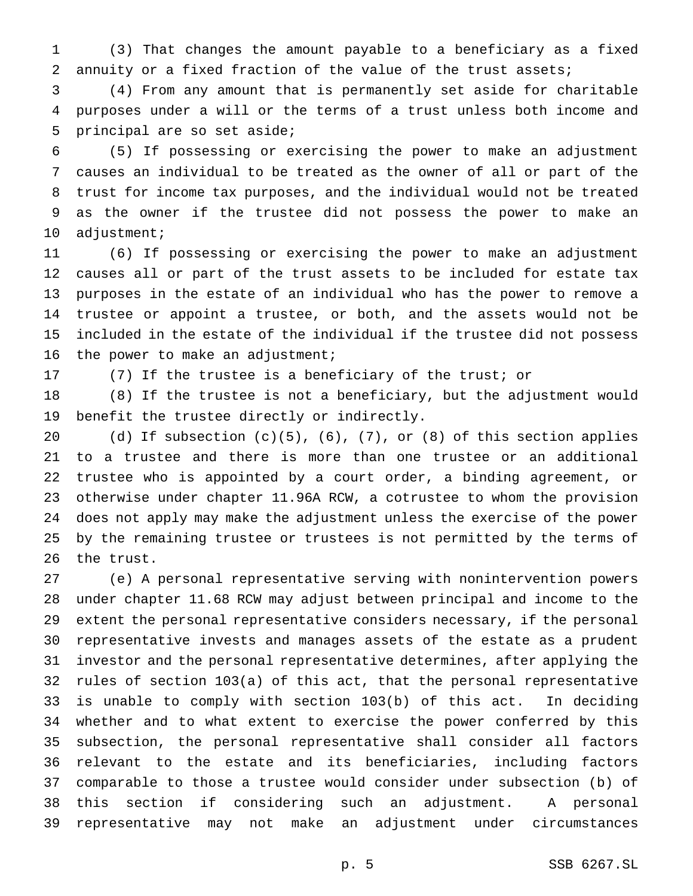(3) That changes the amount payable to a beneficiary as a fixed annuity or a fixed fraction of the value of the trust assets;

(4) From any amount that is permanently set aside for charitable purposes under a will or the terms of a trust unless both income and principal are so set aside;

(5) If possessing or exercising the power to make an adjustment causes an individual to be treated as the owner of all or part of the trust for income tax purposes, and the individual would not be treated as the owner if the trustee did not possess the power to make an adjustment;

(6) If possessing or exercising the power to make an adjustment causes all or part of the trust assets to be included for estate tax purposes in the estate of an individual who has the power to remove a trustee or appoint a trustee, or both, and the assets would not be included in the estate of the individual if the trustee did not possess the power to make an adjustment;

(7) If the trustee is a beneficiary of the trust; or

(8) If the trustee is not a beneficiary, but the adjustment would benefit the trustee directly or indirectly.

(d) If subsection (c)(5), (6), (7), or (8) of this section applies to a trustee and there is more than one trustee or an additional trustee who is appointed by a court order, a binding agreement, or otherwise under chapter 11.96A RCW, a cotrustee to whom the provision does not apply may make the adjustment unless the exercise of the power by the remaining trustee or trustees is not permitted by the terms of the trust.

(e) A personal representative serving with nonintervention powers under chapter 11.68 RCW may adjust between principal and income to the extent the personal representative considers necessary, if the personal representative invests and manages assets of the estate as a prudent investor and the personal representative determines, after applying the rules of section 103(a) of this act, that the personal representative is unable to comply with section 103(b) of this act. In deciding whether and to what extent to exercise the power conferred by this subsection, the personal representative shall consider all factors relevant to the estate and its beneficiaries, including factors comparable to those a trustee would consider under subsection (b) of this section if considering such an adjustment. A personal representative may not make an adjustment under circumstances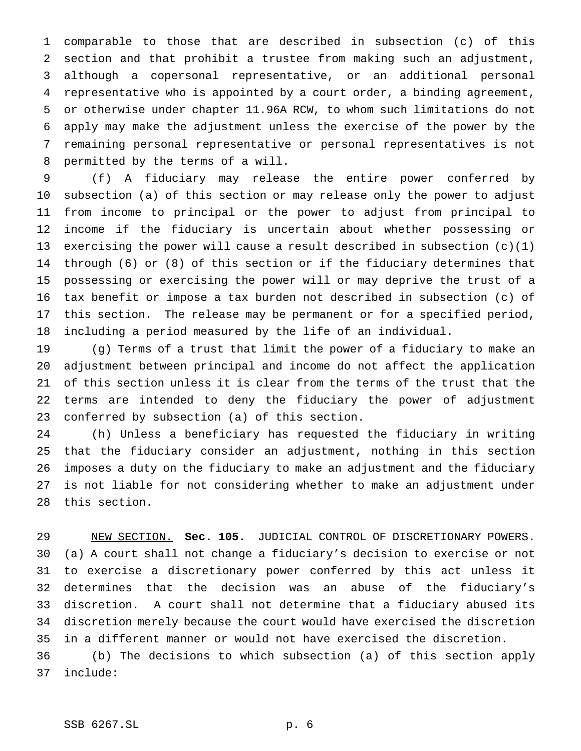comparable to those that are described in subsection (c) of this section and that prohibit a trustee from making such an adjustment, although a copersonal representative, or an additional personal representative who is appointed by a court order, a binding agreement, or otherwise under chapter 11.96A RCW, to whom such limitations do not apply may make the adjustment unless the exercise of the power by the remaining personal representative or personal representatives is not permitted by the terms of a will.

(f) A fiduciary may release the entire power conferred by subsection (a) of this section or may release only the power to adjust from income to principal or the power to adjust from principal to income if the fiduciary is uncertain about whether possessing or exercising the power will cause a result described in subsection (c)(1) through (6) or (8) of this section or if the fiduciary determines that possessing or exercising the power will or may deprive the trust of a tax benefit or impose a tax burden not described in subsection (c) of this section. The release may be permanent or for a specified period, including a period measured by the life of an individual.

(g) Terms of a trust that limit the power of a fiduciary to make an adjustment between principal and income do not affect the application of this section unless it is clear from the terms of the trust that the terms are intended to deny the fiduciary the power of adjustment conferred by subsection (a) of this section.

(h) Unless a beneficiary has requested the fiduciary in writing that the fiduciary consider an adjustment, nothing in this section imposes a duty on the fiduciary to make an adjustment and the fiduciary is not liable for not considering whether to make an adjustment under this section.

NEW SECTION. **Sec. 105.** JUDICIAL CONTROL OF DISCRETIONARY POWERS. (a) A court shall not change a fiduciary's decision to exercise or not to exercise a discretionary power conferred by this act unless it determines that the decision was an abuse of the fiduciary's discretion. A court shall not determine that a fiduciary abused its discretion merely because the court would have exercised the discretion in a different manner or would not have exercised the discretion.

(b) The decisions to which subsection (a) of this section apply include: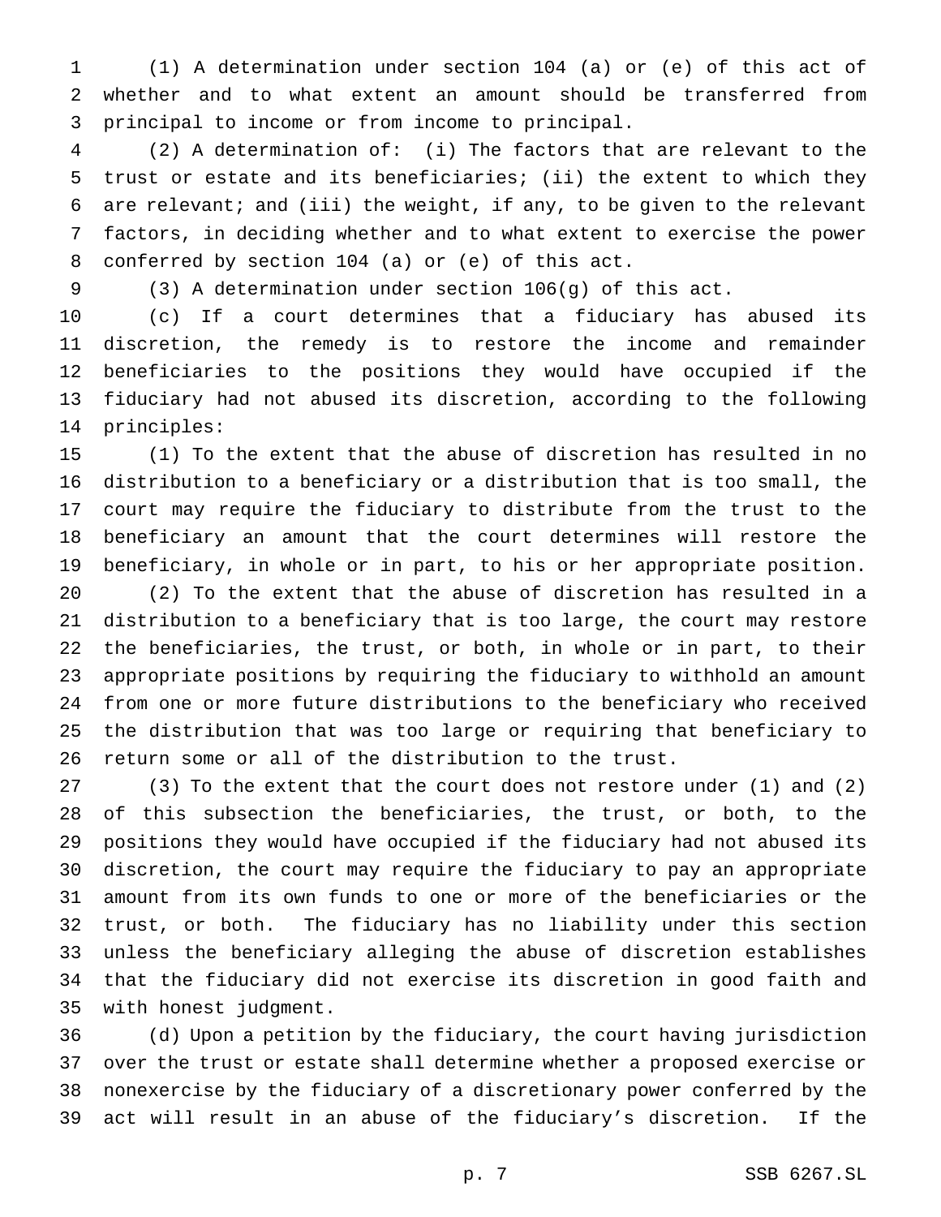(1) A determination under section 104 (a) or (e) of this act of whether and to what extent an amount should be transferred from principal to income or from income to principal.

(2) A determination of: (i) The factors that are relevant to the trust or estate and its beneficiaries; (ii) the extent to which they are relevant; and (iii) the weight, if any, to be given to the relevant factors, in deciding whether and to what extent to exercise the power conferred by section 104 (a) or (e) of this act.

(3) A determination under section 106(g) of this act.

(c) If a court determines that a fiduciary has abused its discretion, the remedy is to restore the income and remainder beneficiaries to the positions they would have occupied if the fiduciary had not abused its discretion, according to the following principles:

(1) To the extent that the abuse of discretion has resulted in no distribution to a beneficiary or a distribution that is too small, the court may require the fiduciary to distribute from the trust to the beneficiary an amount that the court determines will restore the beneficiary, in whole or in part, to his or her appropriate position.

(2) To the extent that the abuse of discretion has resulted in a distribution to a beneficiary that is too large, the court may restore the beneficiaries, the trust, or both, in whole or in part, to their appropriate positions by requiring the fiduciary to withhold an amount from one or more future distributions to the beneficiary who received the distribution that was too large or requiring that beneficiary to return some or all of the distribution to the trust.

(3) To the extent that the court does not restore under (1) and (2) of this subsection the beneficiaries, the trust, or both, to the positions they would have occupied if the fiduciary had not abused its discretion, the court may require the fiduciary to pay an appropriate amount from its own funds to one or more of the beneficiaries or the trust, or both. The fiduciary has no liability under this section unless the beneficiary alleging the abuse of discretion establishes that the fiduciary did not exercise its discretion in good faith and with honest judgment.

(d) Upon a petition by the fiduciary, the court having jurisdiction over the trust or estate shall determine whether a proposed exercise or nonexercise by the fiduciary of a discretionary power conferred by the act will result in an abuse of the fiduciary's discretion. If the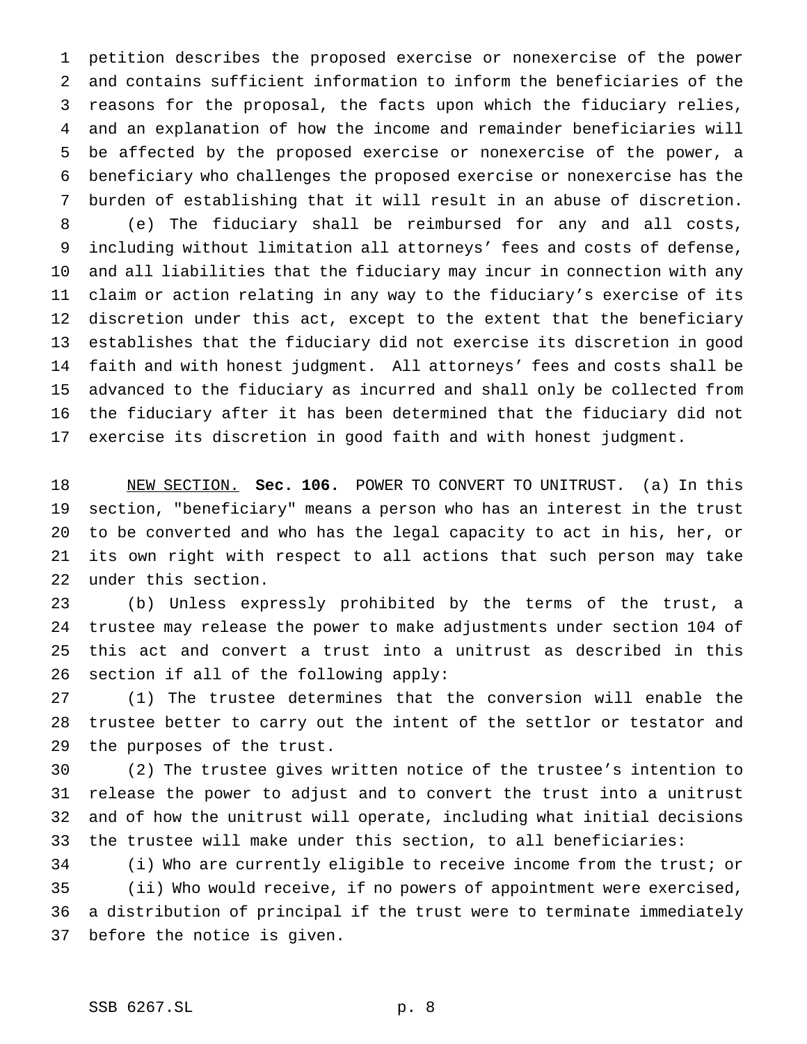petition describes the proposed exercise or nonexercise of the power and contains sufficient information to inform the beneficiaries of the reasons for the proposal, the facts upon which the fiduciary relies, and an explanation of how the income and remainder beneficiaries will be affected by the proposed exercise or nonexercise of the power, a beneficiary who challenges the proposed exercise or nonexercise has the burden of establishing that it will result in an abuse of discretion.

(e) The fiduciary shall be reimbursed for any and all costs, including without limitation all attorneys' fees and costs of defense, and all liabilities that the fiduciary may incur in connection with any claim or action relating in any way to the fiduciary's exercise of its discretion under this act, except to the extent that the beneficiary establishes that the fiduciary did not exercise its discretion in good faith and with honest judgment. All attorneys' fees and costs shall be advanced to the fiduciary as incurred and shall only be collected from the fiduciary after it has been determined that the fiduciary did not exercise its discretion in good faith and with honest judgment.

NEW SECTION. **Sec. 106.** POWER TO CONVERT TO UNITRUST. (a) In this section, "beneficiary" means a person who has an interest in the trust to be converted and who has the legal capacity to act in his, her, or its own right with respect to all actions that such person may take under this section.

(b) Unless expressly prohibited by the terms of the trust, a trustee may release the power to make adjustments under section 104 of this act and convert a trust into a unitrust as described in this section if all of the following apply:

(1) The trustee determines that the conversion will enable the trustee better to carry out the intent of the settlor or testator and the purposes of the trust.

(2) The trustee gives written notice of the trustee's intention to release the power to adjust and to convert the trust into a unitrust and of how the unitrust will operate, including what initial decisions the trustee will make under this section, to all beneficiaries:

(i) Who are currently eligible to receive income from the trust; or

(ii) Who would receive, if no powers of appointment were exercised, a distribution of principal if the trust were to terminate immediately before the notice is given.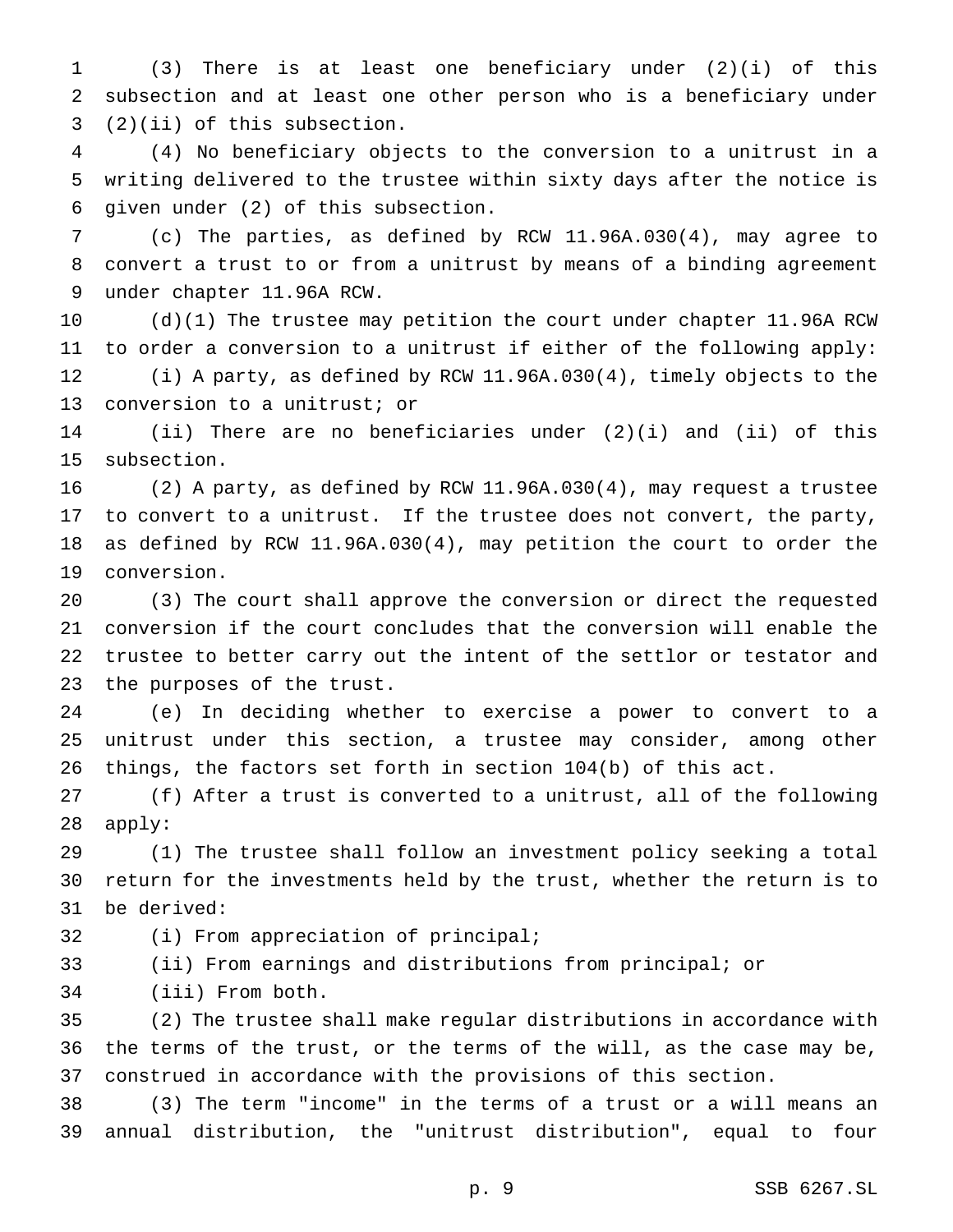(3) There is at least one beneficiary under (2)(i) of this subsection and at least one other person who is a beneficiary under (2)(ii) of this subsection.

(4) No beneficiary objects to the conversion to a unitrust in a writing delivered to the trustee within sixty days after the notice is given under (2) of this subsection.

(c) The parties, as defined by RCW 11.96A.030(4), may agree to convert a trust to or from a unitrust by means of a binding agreement under chapter 11.96A RCW.

(d)(1) The trustee may petition the court under chapter 11.96A RCW to order a conversion to a unitrust if either of the following apply:

(i) A party, as defined by RCW 11.96A.030(4), timely objects to the conversion to a unitrust; or

(ii) There are no beneficiaries under (2)(i) and (ii) of this subsection.

(2) A party, as defined by RCW 11.96A.030(4), may request a trustee to convert to a unitrust. If the trustee does not convert, the party, as defined by RCW 11.96A.030(4), may petition the court to order the conversion.

(3) The court shall approve the conversion or direct the requested conversion if the court concludes that the conversion will enable the trustee to better carry out the intent of the settlor or testator and the purposes of the trust.

(e) In deciding whether to exercise a power to convert to a unitrust under this section, a trustee may consider, among other things, the factors set forth in section 104(b) of this act.

(f) After a trust is converted to a unitrust, all of the following apply:

(1) The trustee shall follow an investment policy seeking a total return for the investments held by the trust, whether the return is to be derived:

(i) From appreciation of principal;

(ii) From earnings and distributions from principal; or

(iii) From both.

(2) The trustee shall make regular distributions in accordance with the terms of the trust, or the terms of the will, as the case may be, construed in accordance with the provisions of this section.

(3) The term "income" in the terms of a trust or a will means an annual distribution, the "unitrust distribution", equal to four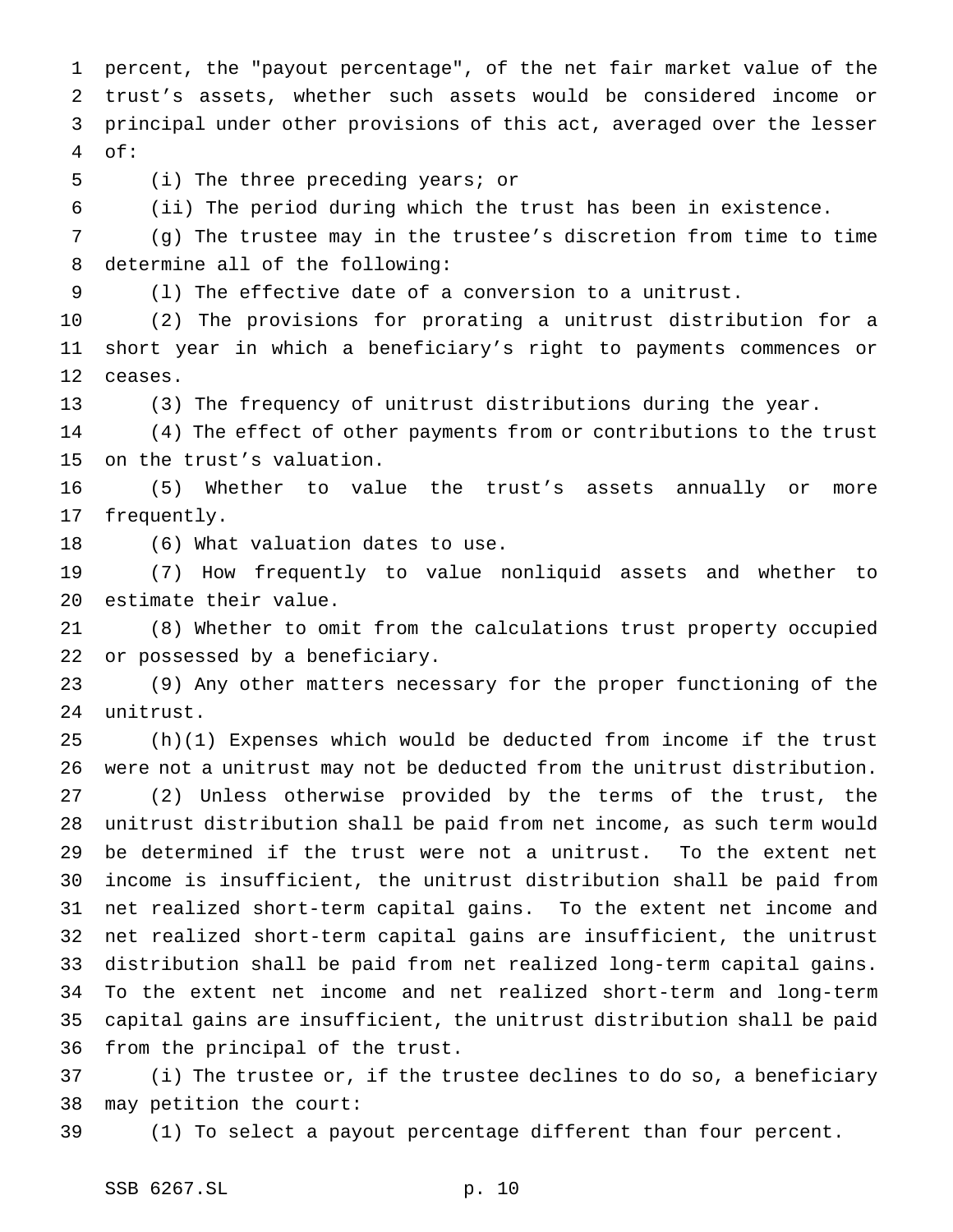percent, the "payout percentage", of the net fair market value of the trust's assets, whether such assets would be considered income or principal under other provisions of this act, averaged over the lesser of:

(i) The three preceding years; or

(ii) The period during which the trust has been in existence.

(g) The trustee may in the trustee's discretion from time to time determine all of the following:

(1) The effective date of a conversion to a unitrust.

(2) The provisions for prorating a unitrust distribution for a short year in which a beneficiary's right to payments commences or ceases.

(3) The frequency of unitrust distributions during the year.

(4) The effect of other payments from or contributions to the trust on the trust's valuation.

(5) Whether to value the trust's assets annually or more frequently.

(6) What valuation dates to use.

(7) How frequently to value nonliquid assets and whether to estimate their value.

(8) Whether to omit from the calculations trust property occupied or possessed by a beneficiary.

(9) Any other matters necessary for the proper functioning of the unitrust.

(h)(1) Expenses which would be deducted from income if the trust were not a unitrust may not be deducted from the unitrust distribution.

(2) Unless otherwise provided by the terms of the trust, the unitrust distribution shall be paid from net income, as such term would be determined if the trust were not a unitrust. To the extent net income is insufficient, the unitrust distribution shall be paid from net realized short-term capital gains. To the extent net income and net realized short-term capital gains are insufficient, the unitrust distribution shall be paid from net realized long-term capital gains. To the extent net income and net realized short-term and long-term capital gains are insufficient, the unitrust distribution shall be paid from the principal of the trust.

(i) The trustee or, if the trustee declines to do so, a beneficiary may petition the court:

(1) To select a payout percentage different than four percent.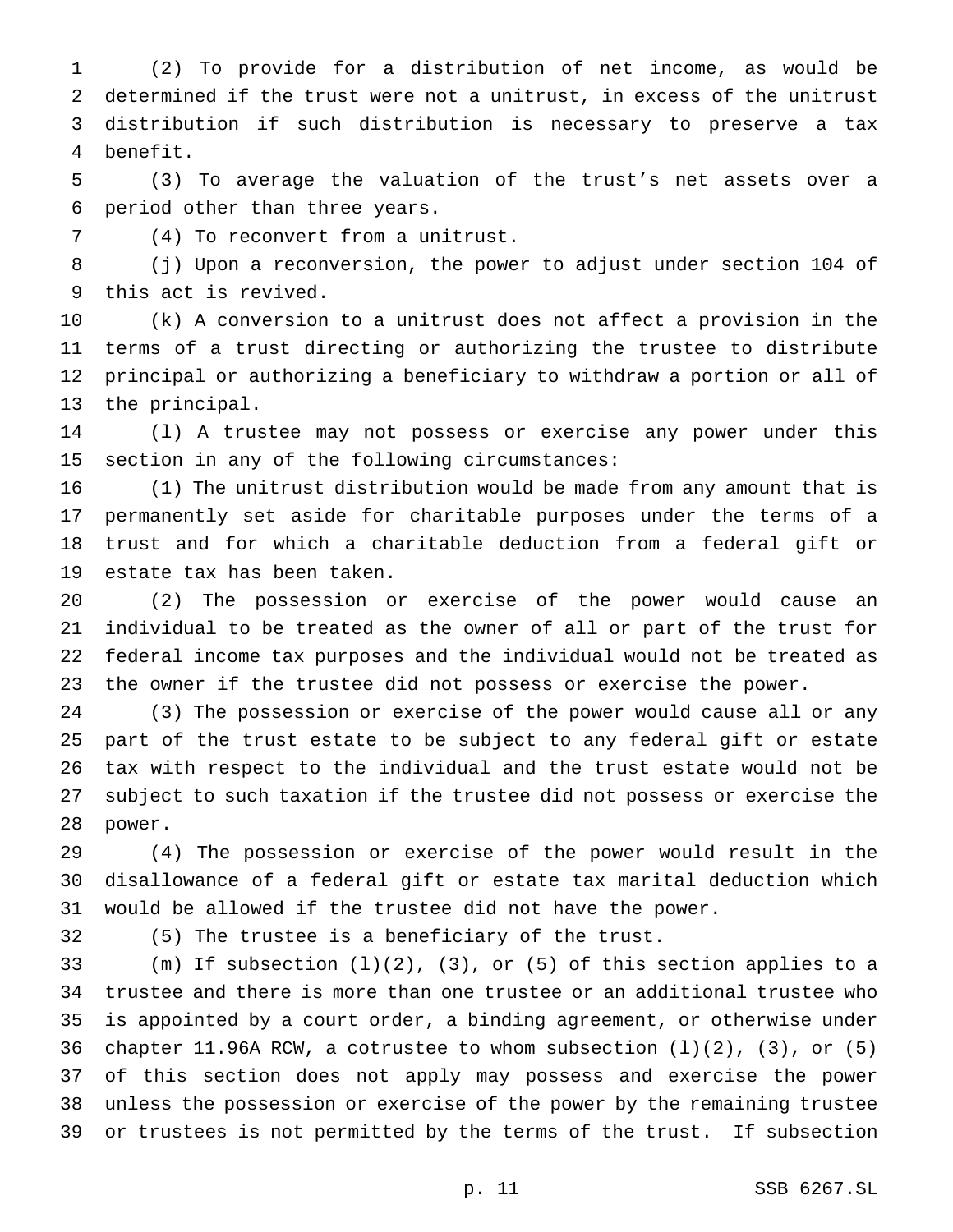(2) To provide for a distribution of net income, as would be determined if the trust were not a unitrust, in excess of the unitrust distribution if such distribution is necessary to preserve a tax benefit.

(3) To average the valuation of the trust's net assets over a period other than three years.

(4) To reconvert from a unitrust.

(j) Upon a reconversion, the power to adjust under section 104 of this act is revived.

(k) A conversion to a unitrust does not affect a provision in the terms of a trust directing or authorizing the trustee to distribute principal or authorizing a beneficiary to withdraw a portion or all of the principal.

(l) A trustee may not possess or exercise any power under this section in any of the following circumstances:

(1) The unitrust distribution would be made from any amount that is permanently set aside for charitable purposes under the terms of a trust and for which a charitable deduction from a federal gift or estate tax has been taken.

(2) The possession or exercise of the power would cause an individual to be treated as the owner of all or part of the trust for federal income tax purposes and the individual would not be treated as the owner if the trustee did not possess or exercise the power.

(3) The possession or exercise of the power would cause all or any part of the trust estate to be subject to any federal gift or estate tax with respect to the individual and the trust estate would not be subject to such taxation if the trustee did not possess or exercise the power.

(4) The possession or exercise of the power would result in the disallowance of a federal gift or estate tax marital deduction which would be allowed if the trustee did not have the power.

(5) The trustee is a beneficiary of the trust.

(m) If subsection (l)(2), (3), or (5) of this section applies to a trustee and there is more than one trustee or an additional trustee who is appointed by a court order, a binding agreement, or otherwise under chapter 11.96A RCW, a cotrustee to whom subsection (l)(2), (3), or (5) of this section does not apply may possess and exercise the power unless the possession or exercise of the power by the remaining trustee or trustees is not permitted by the terms of the trust. If subsection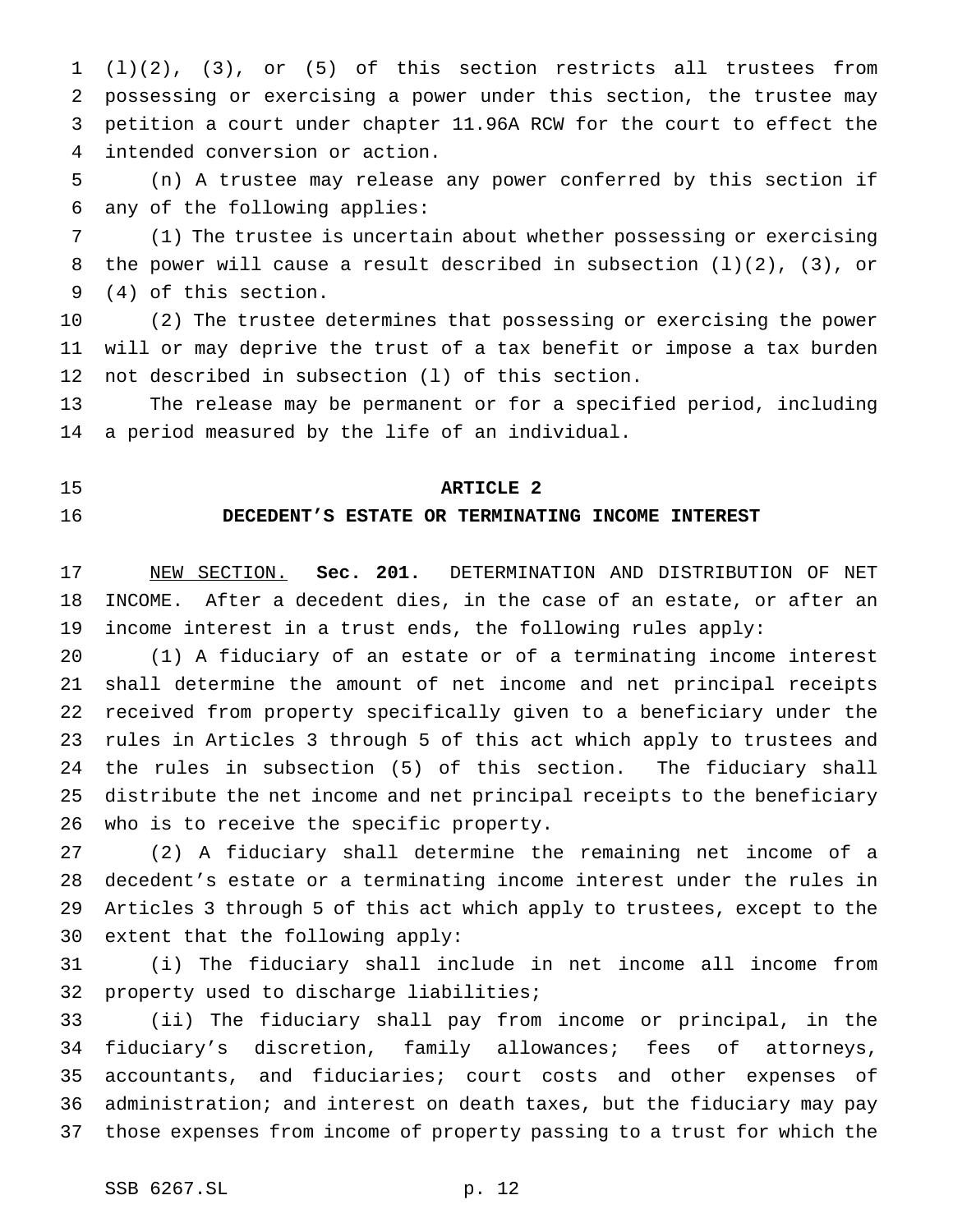(l)(2), (3), or (5) of this section restricts all trustees from possessing or exercising a power under this section, the trustee may petition a court under chapter 11.96A RCW for the court to effect the intended conversion or action.

(n) A trustee may release any power conferred by this section if any of the following applies:

(1) The trustee is uncertain about whether possessing or exercising the power will cause a result described in subsection (l)(2), (3), or (4) of this section.

(2) The trustee determines that possessing or exercising the power will or may deprive the trust of a tax benefit or impose a tax burden not described in subsection (l) of this section.

The release may be permanent or for a specified period, including a period measured by the life of an individual.

## ARTICLE 2
## DECEDENT'S ESTATE OR TERMINATING INCOME INTEREST

NEW SECTION. **Sec. 201.** DETERMINATION AND DISTRIBUTION OF NET INCOME. After a decedent dies, in the case of an estate, or after an income interest in a trust ends, the following rules apply:

(1) A fiduciary of an estate or of a terminating income interest shall determine the amount of net income and net principal receipts received from property specifically given to a beneficiary under the rules in Articles 3 through 5 of this act which apply to trustees and the rules in subsection (5) of this section. The fiduciary shall distribute the net income and net principal receipts to the beneficiary who is to receive the specific property.

(2) A fiduciary shall determine the remaining net income of a decedent's estate or a terminating income interest under the rules in Articles 3 through 5 of this act which apply to trustees, except to the extent that the following apply:

(i) The fiduciary shall include in net income all income from property used to discharge liabilities;

(ii) The fiduciary shall pay from income or principal, in the fiduciary's discretion, family allowances; fees of attorneys, accountants, and fiduciaries; court costs and other expenses of administration; and interest on death taxes, but the fiduciary may pay those expenses from income of property passing to a trust for which the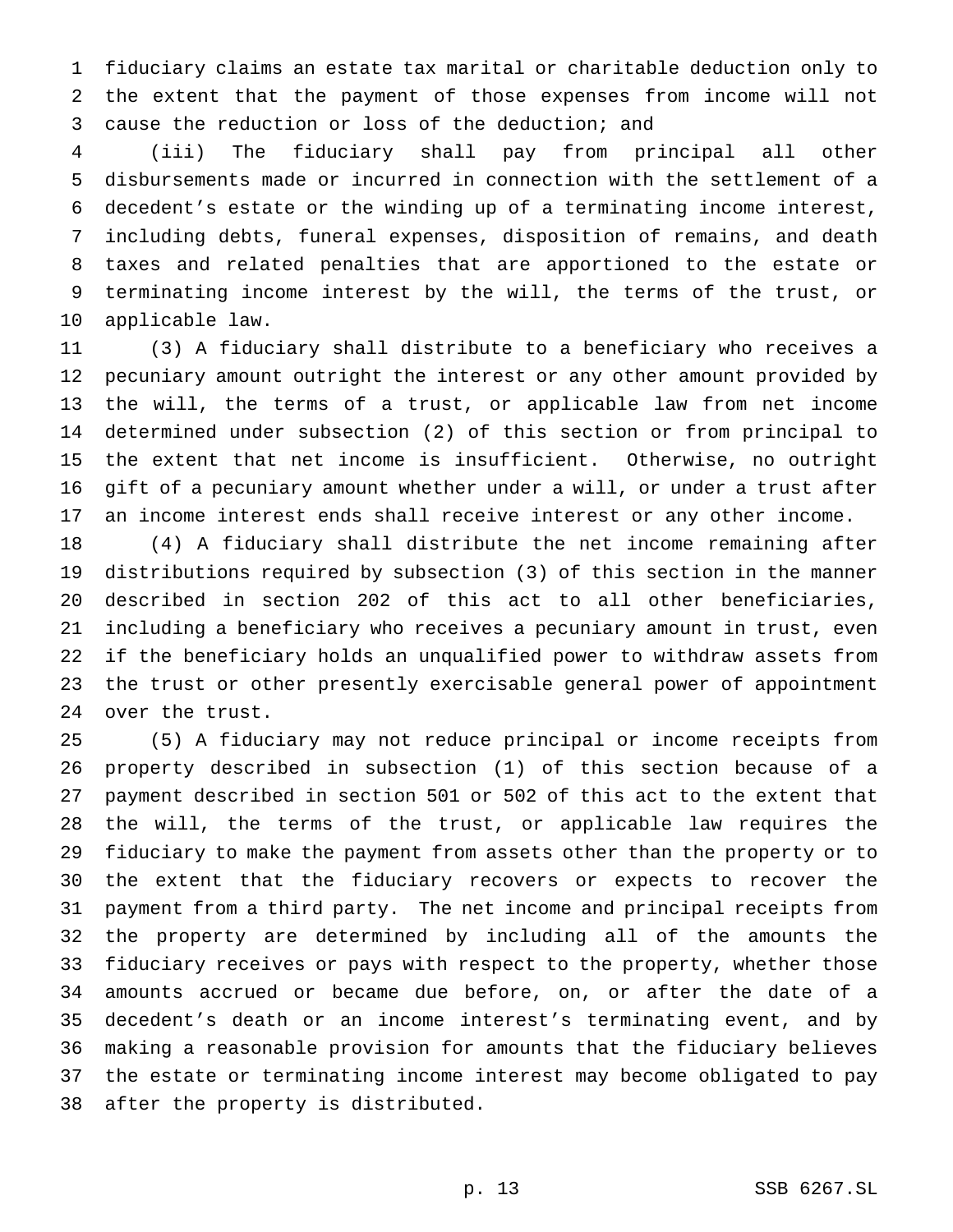fiduciary claims an estate tax marital or charitable deduction only to the extent that the payment of those expenses from income will not cause the reduction or loss of the deduction; and

(iii) The fiduciary shall pay from principal all other disbursements made or incurred in connection with the settlement of a decedent's estate or the winding up of a terminating income interest, including debts, funeral expenses, disposition of remains, and death taxes and related penalties that are apportioned to the estate or terminating income interest by the will, the terms of the trust, or applicable law.

(3) A fiduciary shall distribute to a beneficiary who receives a pecuniary amount outright the interest or any other amount provided by the will, the terms of a trust, or applicable law from net income determined under subsection (2) of this section or from principal to the extent that net income is insufficient. Otherwise, no outright gift of a pecuniary amount whether under a will, or under a trust after an income interest ends shall receive interest or any other income.

(4) A fiduciary shall distribute the net income remaining after distributions required by subsection (3) of this section in the manner described in section 202 of this act to all other beneficiaries, including a beneficiary who receives a pecuniary amount in trust, even if the beneficiary holds an unqualified power to withdraw assets from the trust or other presently exercisable general power of appointment over the trust.

(5) A fiduciary may not reduce principal or income receipts from property described in subsection (1) of this section because of a payment described in section 501 or 502 of this act to the extent that the will, the terms of the trust, or applicable law requires the fiduciary to make the payment from assets other than the property or to the extent that the fiduciary recovers or expects to recover the payment from a third party. The net income and principal receipts from the property are determined by including all of the amounts the fiduciary receives or pays with respect to the property, whether those amounts accrued or became due before, on, or after the date of a decedent's death or an income interest's terminating event, and by making a reasonable provision for amounts that the fiduciary believes the estate or terminating income interest may become obligated to pay after the property is distributed.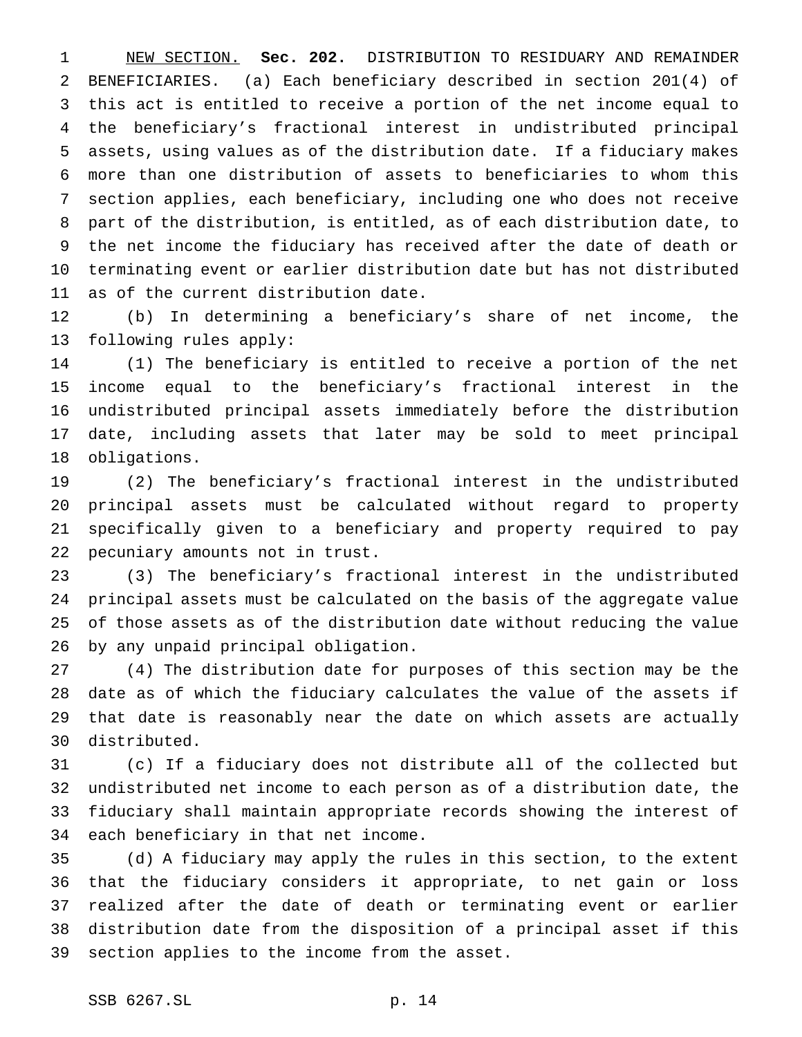NEW SECTION. **Sec. 202.** DISTRIBUTION TO RESIDUARY AND REMAINDER BENEFICIARIES. (a) Each beneficiary described in section 201(4) of this act is entitled to receive a portion of the net income equal to the beneficiary's fractional interest in undistributed principal assets, using values as of the distribution date. If a fiduciary makes more than one distribution of assets to beneficiaries to whom this section applies, each beneficiary, including one who does not receive part of the distribution, is entitled, as of each distribution date, to the net income the fiduciary has received after the date of death or terminating event or earlier distribution date but has not distributed as of the current distribution date.

(b) In determining a beneficiary's share of net income, the following rules apply:

(1) The beneficiary is entitled to receive a portion of the net income equal to the beneficiary's fractional interest in the undistributed principal assets immediately before the distribution date, including assets that later may be sold to meet principal obligations.

(2) The beneficiary's fractional interest in the undistributed principal assets must be calculated without regard to property specifically given to a beneficiary and property required to pay pecuniary amounts not in trust.

(3) The beneficiary's fractional interest in the undistributed principal assets must be calculated on the basis of the aggregate value of those assets as of the distribution date without reducing the value by any unpaid principal obligation.

(4) The distribution date for purposes of this section may be the date as of which the fiduciary calculates the value of the assets if that date is reasonably near the date on which assets are actually distributed.

(c) If a fiduciary does not distribute all of the collected but undistributed net income to each person as of a distribution date, the fiduciary shall maintain appropriate records showing the interest of each beneficiary in that net income.

(d) A fiduciary may apply the rules in this section, to the extent that the fiduciary considers it appropriate, to net gain or loss realized after the date of death or terminating event or earlier distribution date from the disposition of a principal asset if this section applies to the income from the asset.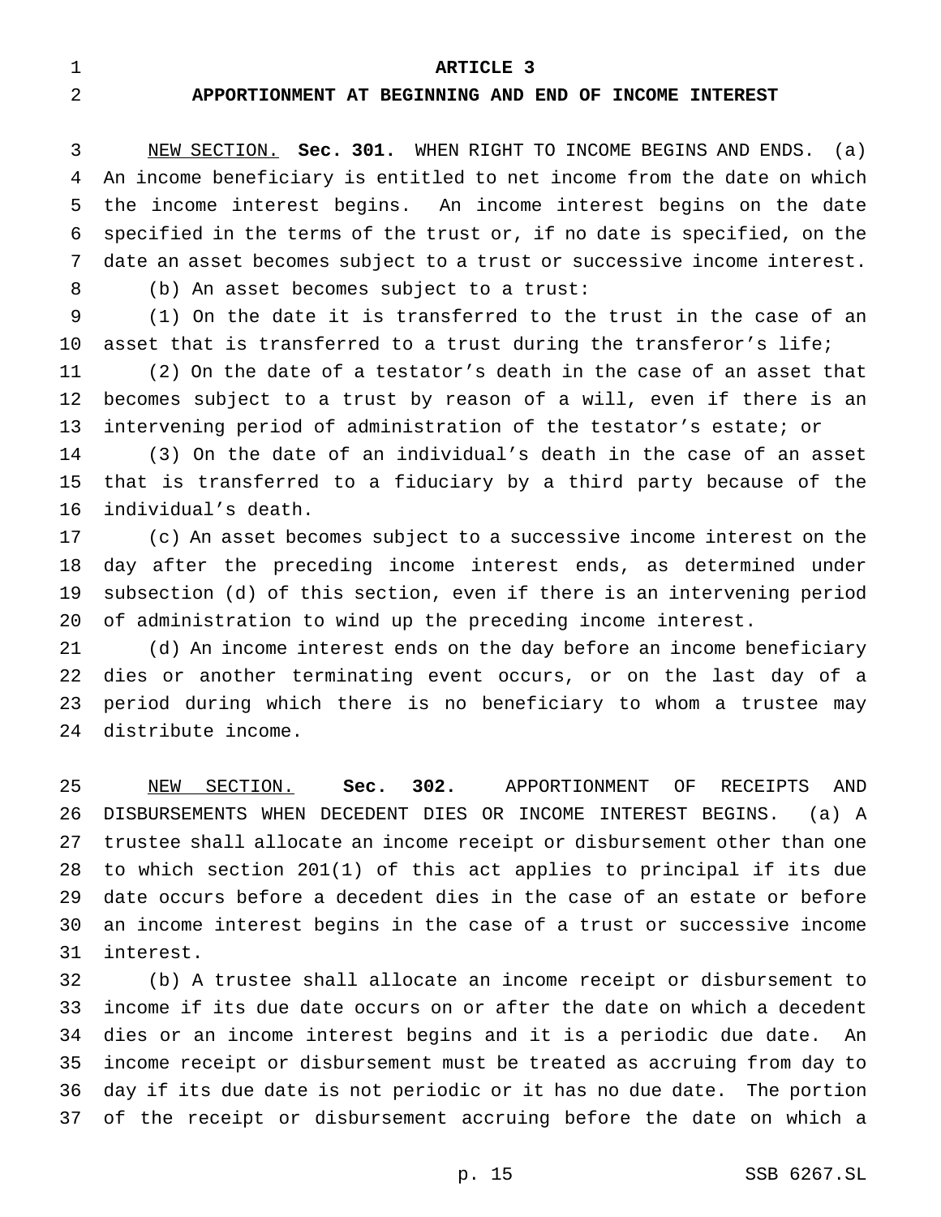# ARTICLE 3

## APPORTIONMENT AT BEGINNING AND END OF INCOME INTEREST

NEW SECTION. **Sec. 301.** WHEN RIGHT TO INCOME BEGINS AND ENDS. (a) An income beneficiary is entitled to net income from the date on which the income interest begins. An income interest begins on the date specified in the terms of the trust or, if no date is specified, on the date an asset becomes subject to a trust or successive income interest.

(b) An asset becomes subject to a trust:

(1) On the date it is transferred to the trust in the case of an asset that is transferred to a trust during the transferor's life;

(2) On the date of a testator's death in the case of an asset that becomes subject to a trust by reason of a will, even if there is an intervening period of administration of the testator's estate; or

(3) On the date of an individual's death in the case of an asset that is transferred to a fiduciary by a third party because of the individual's death.

(c) An asset becomes subject to a successive income interest on the day after the preceding income interest ends, as determined under subsection (d) of this section, even if there is an intervening period of administration to wind up the preceding income interest.

(d) An income interest ends on the day before an income beneficiary dies or another terminating event occurs, or on the last day of a period during which there is no beneficiary to whom a trustee may distribute income.

NEW SECTION. **Sec. 302.** APPORTIONMENT OF RECEIPTS AND DISBURSEMENTS WHEN DECEDENT DIES OR INCOME INTEREST BEGINS. (a) A trustee shall allocate an income receipt or disbursement other than one to which section 201(1) of this act applies to principal if its due date occurs before a decedent dies in the case of an estate or before an income interest begins in the case of a trust or successive income interest.

(b) A trustee shall allocate an income receipt or disbursement to income if its due date occurs on or after the date on which a decedent dies or an income interest begins and it is a periodic due date. An income receipt or disbursement must be treated as accruing from day to day if its due date is not periodic or it has no due date. The portion of the receipt or disbursement accruing before the date on which a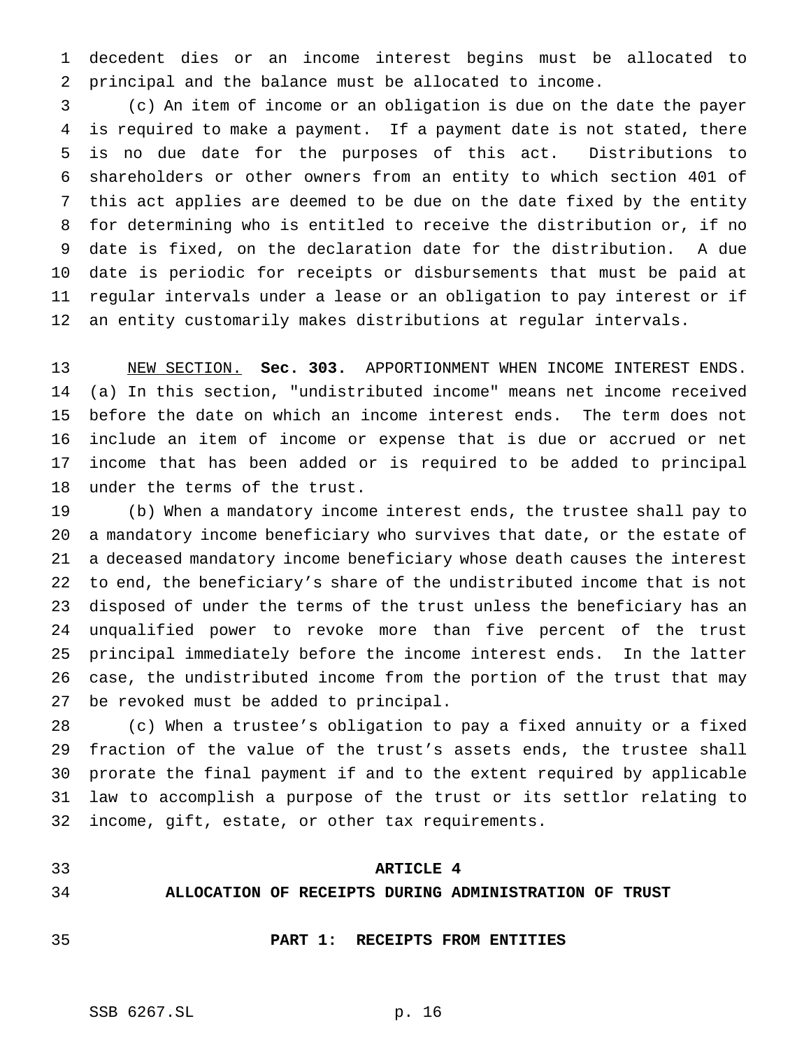decedent dies or an income interest begins must be allocated to principal and the balance must be allocated to income.

(c) An item of income or an obligation is due on the date the payer is required to make a payment. If a payment date is not stated, there is no due date for the purposes of this act. Distributions to shareholders or other owners from an entity to which section 401 of this act applies are deemed to be due on the date fixed by the entity for determining who is entitled to receive the distribution or, if no date is fixed, on the declaration date for the distribution. A due date is periodic for receipts or disbursements that must be paid at regular intervals under a lease or an obligation to pay interest or if an entity customarily makes distributions at regular intervals.

NEW SECTION. **Sec. 303.** APPORTIONMENT WHEN INCOME INTEREST ENDS. (a) In this section, "undistributed income" means net income received before the date on which an income interest ends. The term does not include an item of income or expense that is due or accrued or net income that has been added or is required to be added to principal under the terms of the trust.

(b) When a mandatory income interest ends, the trustee shall pay to a mandatory income beneficiary who survives that date, or the estate of a deceased mandatory income beneficiary whose death causes the interest to end, the beneficiary's share of the undistributed income that is not disposed of under the terms of the trust unless the beneficiary has an unqualified power to revoke more than five percent of the trust principal immediately before the income interest ends. In the latter case, the undistributed income from the portion of the trust that may be revoked must be added to principal.

(c) When a trustee's obligation to pay a fixed annuity or a fixed fraction of the value of the trust's assets ends, the trustee shall prorate the final payment if and to the extent required by applicable law to accomplish a purpose of the trust or its settlor relating to income, gift, estate, or other tax requirements.

## ARTICLE 4
## ALLOCATION OF RECEIPTS DURING ADMINISTRATION OF TRUST

### PART 1: RECEIPTS FROM ENTITIES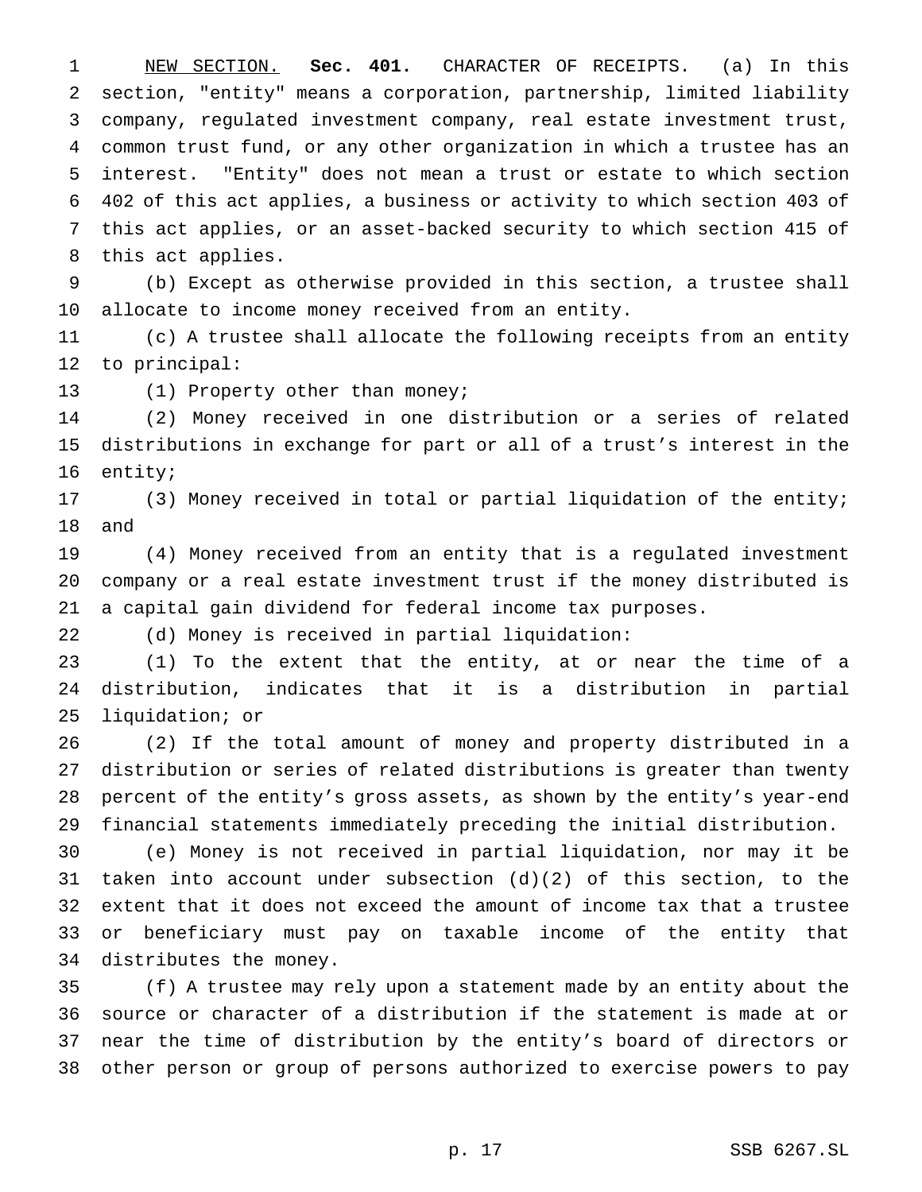NEW SECTION. **Sec. 401.** CHARACTER OF RECEIPTS. (a) In this section, "entity" means a corporation, partnership, limited liability company, regulated investment company, real estate investment trust, common trust fund, or any other organization in which a trustee has an interest. "Entity" does not mean a trust or estate to which section 402 of this act applies, a business or activity to which section 403 of this act applies, or an asset-backed security to which section 415 of this act applies.

(b) Except as otherwise provided in this section, a trustee shall allocate to income money received from an entity.

(c) A trustee shall allocate the following receipts from an entity to principal:

(1) Property other than money;

(2) Money received in one distribution or a series of related distributions in exchange for part or all of a trust's interest in the entity;

(3) Money received in total or partial liquidation of the entity; and

(4) Money received from an entity that is a regulated investment company or a real estate investment trust if the money distributed is a capital gain dividend for federal income tax purposes.

(d) Money is received in partial liquidation:

(1) To the extent that the entity, at or near the time of a distribution, indicates that it is a distribution in partial liquidation; or

(2) If the total amount of money and property distributed in a distribution or series of related distributions is greater than twenty percent of the entity's gross assets, as shown by the entity's year-end financial statements immediately preceding the initial distribution.

(e) Money is not received in partial liquidation, nor may it be taken into account under subsection (d)(2) of this section, to the extent that it does not exceed the amount of income tax that a trustee or beneficiary must pay on taxable income of the entity that distributes the money.

(f) A trustee may rely upon a statement made by an entity about the source or character of a distribution if the statement is made at or near the time of distribution by the entity's board of directors or other person or group of persons authorized to exercise powers to pay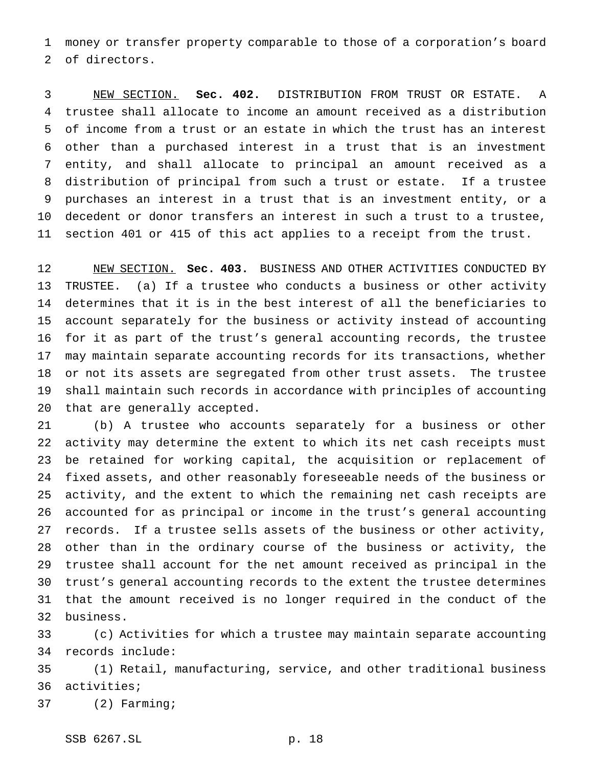money or transfer property comparable to those of a corporation's board of directors.

NEW SECTION. **Sec. 402.** DISTRIBUTION FROM TRUST OR ESTATE. A trustee shall allocate to income an amount received as a distribution of income from a trust or an estate in which the trust has an interest other than a purchased interest in a trust that is an investment entity, and shall allocate to principal an amount received as a distribution of principal from such a trust or estate. If a trustee purchases an interest in a trust that is an investment entity, or a decedent or donor transfers an interest in such a trust to a trustee, section 401 or 415 of this act applies to a receipt from the trust.

NEW SECTION. **Sec. 403.** BUSINESS AND OTHER ACTIVITIES CONDUCTED BY TRUSTEE. (a) If a trustee who conducts a business or other activity determines that it is in the best interest of all the beneficiaries to account separately for the business or activity instead of accounting for it as part of the trust's general accounting records, the trustee may maintain separate accounting records for its transactions, whether or not its assets are segregated from other trust assets. The trustee shall maintain such records in accordance with principles of accounting that are generally accepted.

(b) A trustee who accounts separately for a business or other activity may determine the extent to which its net cash receipts must be retained for working capital, the acquisition or replacement of fixed assets, and other reasonably foreseeable needs of the business or activity, and the extent to which the remaining net cash receipts are accounted for as principal or income in the trust's general accounting records. If a trustee sells assets of the business or other activity, other than in the ordinary course of the business or activity, the trustee shall account for the net amount received as principal in the trust's general accounting records to the extent the trustee determines that the amount received is no longer required in the conduct of the business.

(c) Activities for which a trustee may maintain separate accounting records include:

(1) Retail, manufacturing, service, and other traditional business activities;

(2) Farming;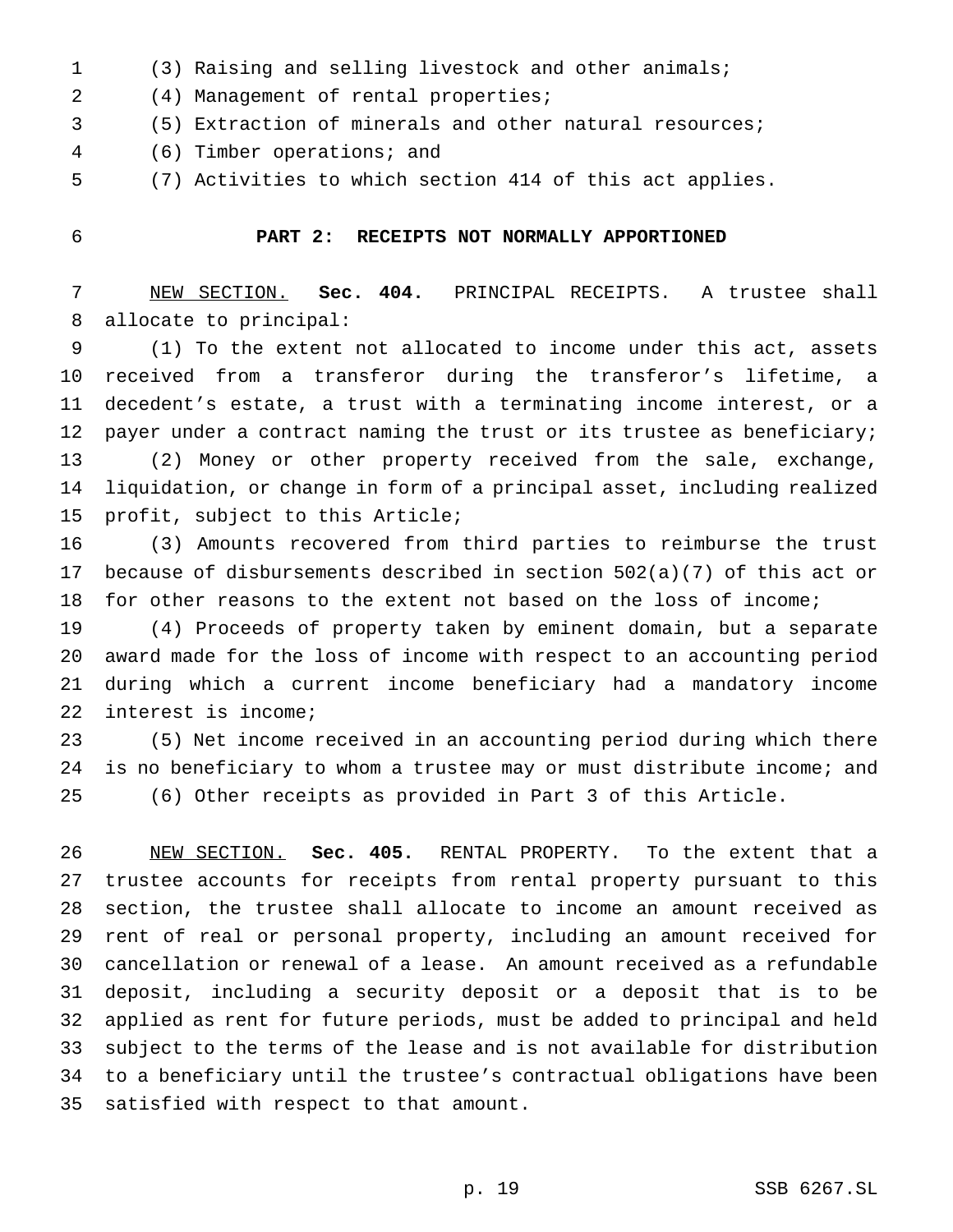(3) Raising and selling livestock and other animals;

(4) Management of rental properties;

(5) Extraction of minerals and other natural resources;

(6) Timber operations; and

(7) Activities to which section 414 of this act applies.

## PART 2: RECEIPTS NOT NORMALLY APPORTIONED

NEW SECTION. **Sec. 404.** PRINCIPAL RECEIPTS. A trustee shall allocate to principal:

(1) To the extent not allocated to income under this act, assets received from a transferor during the transferor's lifetime, a decedent's estate, a trust with a terminating income interest, or a payer under a contract naming the trust or its trustee as beneficiary;

(2) Money or other property received from the sale, exchange, liquidation, or change in form of a principal asset, including realized profit, subject to this Article;

(3) Amounts recovered from third parties to reimburse the trust because of disbursements described in section 502(a)(7) of this act or for other reasons to the extent not based on the loss of income;

(4) Proceeds of property taken by eminent domain, but a separate award made for the loss of income with respect to an accounting period during which a current income beneficiary had a mandatory income interest is income;

(5) Net income received in an accounting period during which there is no beneficiary to whom a trustee may or must distribute income; and

(6) Other receipts as provided in Part 3 of this Article.

NEW SECTION. **Sec. 405.** RENTAL PROPERTY. To the extent that a trustee accounts for receipts from rental property pursuant to this section, the trustee shall allocate to income an amount received as rent of real or personal property, including an amount received for cancellation or renewal of a lease. An amount received as a refundable deposit, including a security deposit or a deposit that is to be applied as rent for future periods, must be added to principal and held subject to the terms of the lease and is not available for distribution to a beneficiary until the trustee's contractual obligations have been satisfied with respect to that amount.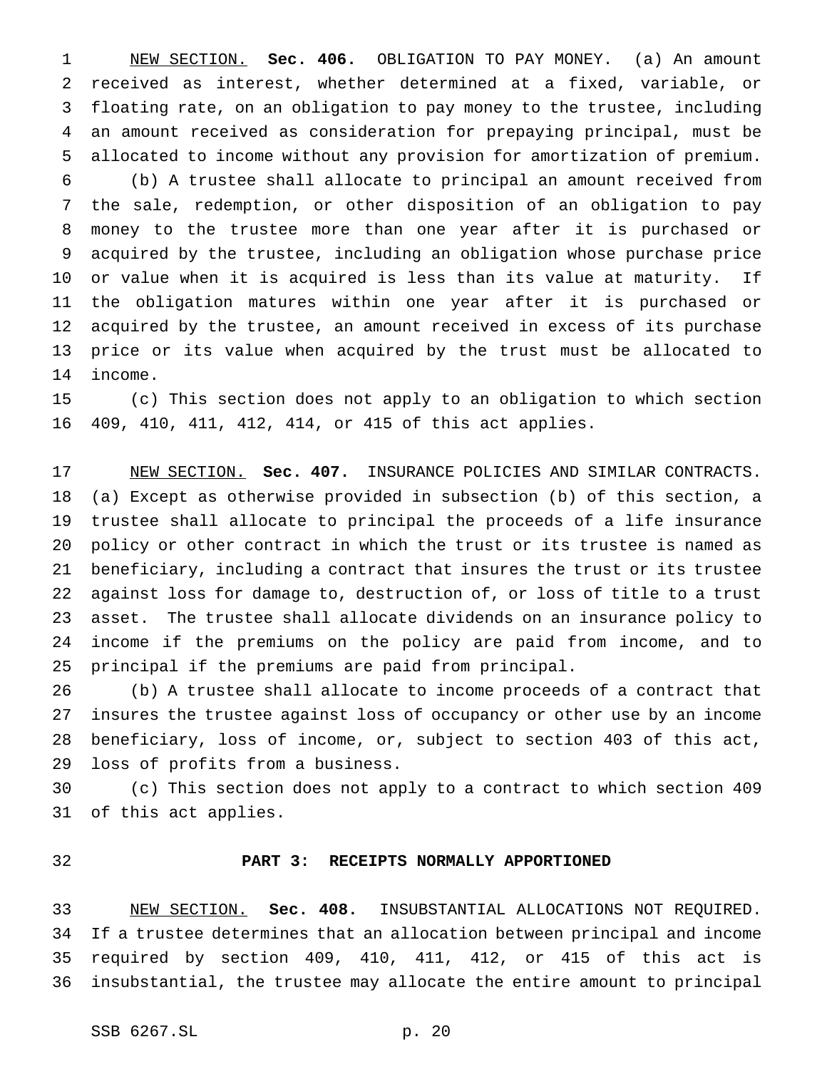NEW SECTION. **Sec. 406.** OBLIGATION TO PAY MONEY. (a) An amount received as interest, whether determined at a fixed, variable, or floating rate, on an obligation to pay money to the trustee, including an amount received as consideration for prepaying principal, must be allocated to income without any provision for amortization of premium.

(b) A trustee shall allocate to principal an amount received from the sale, redemption, or other disposition of an obligation to pay money to the trustee more than one year after it is purchased or acquired by the trustee, including an obligation whose purchase price or value when it is acquired is less than its value at maturity. If the obligation matures within one year after it is purchased or acquired by the trustee, an amount received in excess of its purchase price or its value when acquired by the trust must be allocated to income.

(c) This section does not apply to an obligation to which section 409, 410, 411, 412, 414, or 415 of this act applies.

NEW SECTION. **Sec. 407.** INSURANCE POLICIES AND SIMILAR CONTRACTS. (a) Except as otherwise provided in subsection (b) of this section, a trustee shall allocate to principal the proceeds of a life insurance policy or other contract in which the trust or its trustee is named as beneficiary, including a contract that insures the trust or its trustee against loss for damage to, destruction of, or loss of title to a trust asset. The trustee shall allocate dividends on an insurance policy to income if the premiums on the policy are paid from income, and to principal if the premiums are paid from principal.

(b) A trustee shall allocate to income proceeds of a contract that insures the trustee against loss of occupancy or other use by an income beneficiary, loss of income, or, subject to section 403 of this act, loss of profits from a business.

(c) This section does not apply to a contract to which section 409 of this act applies.

## PART 3: RECEIPTS NORMALLY APPORTIONED

NEW SECTION. **Sec. 408.** INSUBSTANTIAL ALLOCATIONS NOT REQUIRED. If a trustee determines that an allocation between principal and income required by section 409, 410, 411, 412, or 415 of this act is insubstantial, the trustee may allocate the entire amount to principal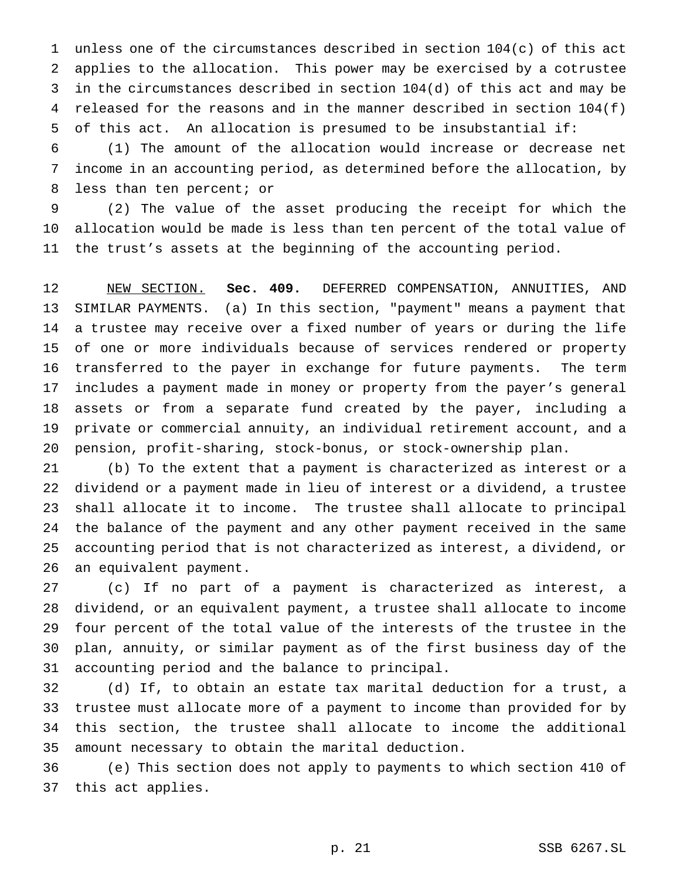unless one of the circumstances described in section 104(c) of this act applies to the allocation. This power may be exercised by a cotrustee in the circumstances described in section 104(d) of this act and may be released for the reasons and in the manner described in section 104(f) of this act. An allocation is presumed to be insubstantial if:

(1) The amount of the allocation would increase or decrease net income in an accounting period, as determined before the allocation, by less than ten percent; or

(2) The value of the asset producing the receipt for which the allocation would be made is less than ten percent of the total value of the trust's assets at the beginning of the accounting period.

NEW SECTION. **Sec. 409.** DEFERRED COMPENSATION, ANNUITIES, AND SIMILAR PAYMENTS. (a) In this section, "payment" means a payment that a trustee may receive over a fixed number of years or during the life of one or more individuals because of services rendered or property transferred to the payer in exchange for future payments. The term includes a payment made in money or property from the payer's general assets or from a separate fund created by the payer, including a private or commercial annuity, an individual retirement account, and a pension, profit-sharing, stock-bonus, or stock-ownership plan.

(b) To the extent that a payment is characterized as interest or a dividend or a payment made in lieu of interest or a dividend, a trustee shall allocate it to income. The trustee shall allocate to principal the balance of the payment and any other payment received in the same accounting period that is not characterized as interest, a dividend, or an equivalent payment.

(c) If no part of a payment is characterized as interest, a dividend, or an equivalent payment, a trustee shall allocate to income four percent of the total value of the interests of the trustee in the plan, annuity, or similar payment as of the first business day of the accounting period and the balance to principal.

(d) If, to obtain an estate tax marital deduction for a trust, a trustee must allocate more of a payment to income than provided for by this section, the trustee shall allocate to income the additional amount necessary to obtain the marital deduction.

(e) This section does not apply to payments to which section 410 of this act applies.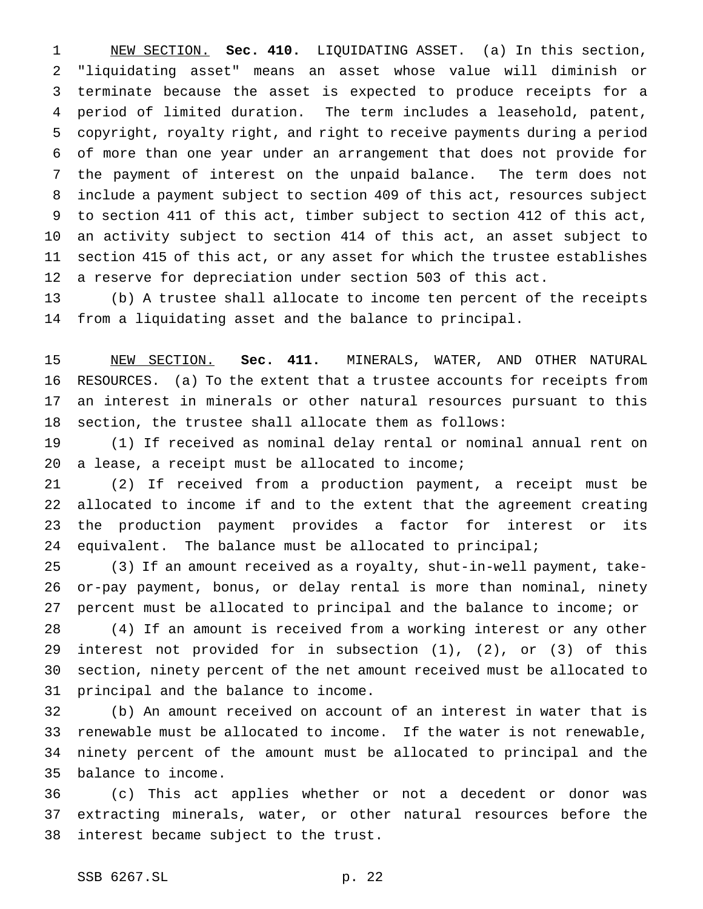NEW SECTION. **Sec. 410.** LIQUIDATING ASSET. (a) In this section, "liquidating asset" means an asset whose value will diminish or terminate because the asset is expected to produce receipts for a period of limited duration. The term includes a leasehold, patent, copyright, royalty right, and right to receive payments during a period of more than one year under an arrangement that does not provide for the payment of interest on the unpaid balance. The term does not include a payment subject to section 409 of this act, resources subject to section 411 of this act, timber subject to section 412 of this act, an activity subject to section 414 of this act, an asset subject to section 415 of this act, or any asset for which the trustee establishes a reserve for depreciation under section 503 of this act.

(b) A trustee shall allocate to income ten percent of the receipts from a liquidating asset and the balance to principal.

NEW SECTION. **Sec. 411.** MINERALS, WATER, AND OTHER NATURAL RESOURCES. (a) To the extent that a trustee accounts for receipts from an interest in minerals or other natural resources pursuant to this section, the trustee shall allocate them as follows:

(1) If received as nominal delay rental or nominal annual rent on a lease, a receipt must be allocated to income;

(2) If received from a production payment, a receipt must be allocated to income if and to the extent that the agreement creating the production payment provides a factor for interest or its equivalent. The balance must be allocated to principal;

(3) If an amount received as a royalty, shut-in-well payment, take-or-pay payment, bonus, or delay rental is more than nominal, ninety percent must be allocated to principal and the balance to income; or

(4) If an amount is received from a working interest or any other interest not provided for in subsection (1), (2), or (3) of this section, ninety percent of the net amount received must be allocated to principal and the balance to income.

(b) An amount received on account of an interest in water that is renewable must be allocated to income. If the water is not renewable, ninety percent of the amount must be allocated to principal and the balance to income.

(c) This act applies whether or not a decedent or donor was extracting minerals, water, or other natural resources before the interest became subject to the trust.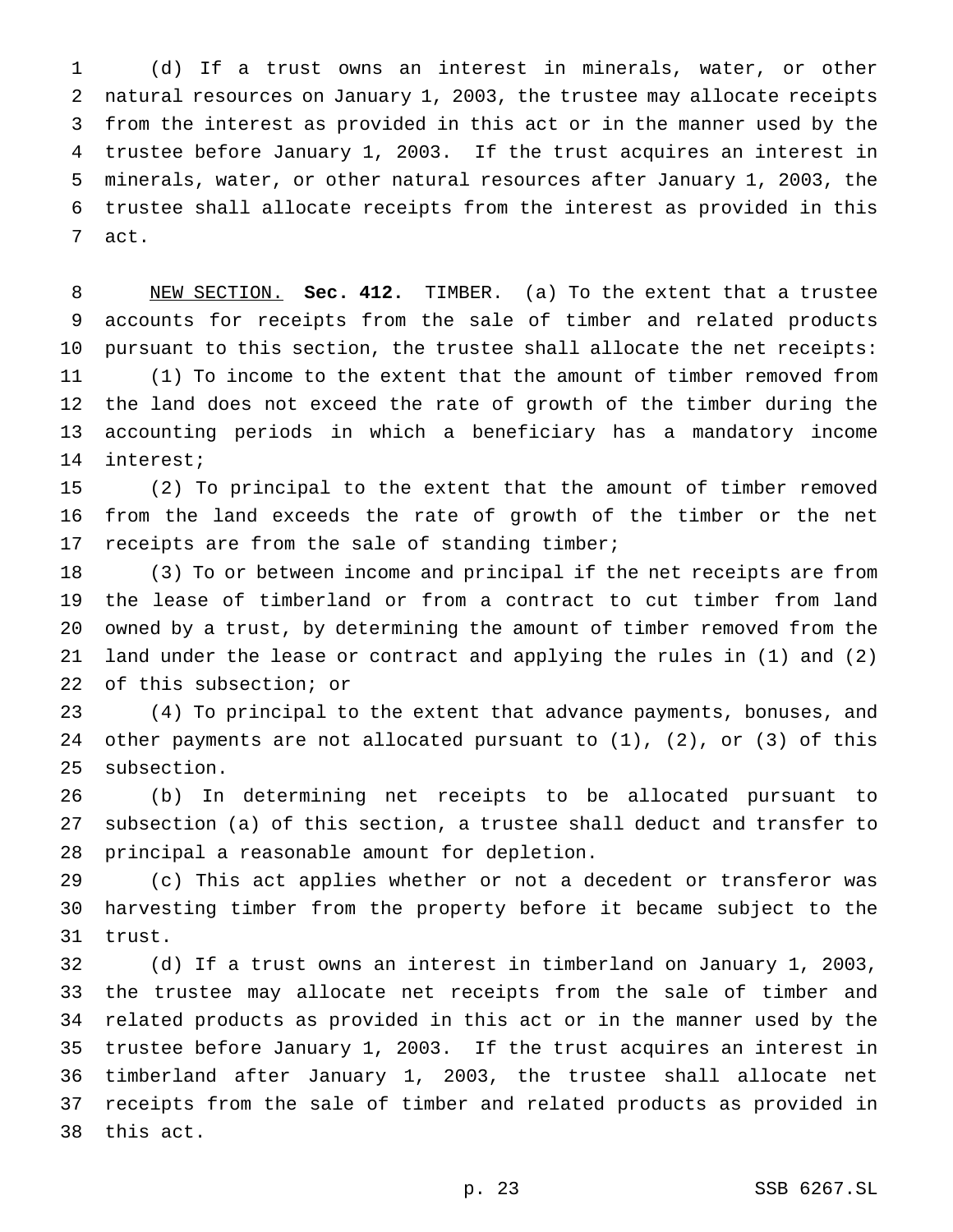(d) If a trust owns an interest in minerals, water, or other natural resources on January 1, 2003, the trustee may allocate receipts from the interest as provided in this act or in the manner used by the trustee before January 1, 2003. If the trust acquires an interest in minerals, water, or other natural resources after January 1, 2003, the trustee shall allocate receipts from the interest as provided in this act.

NEW SECTION. **Sec. 412.** TIMBER. (a) To the extent that a trustee accounts for receipts from the sale of timber and related products pursuant to this section, the trustee shall allocate the net receipts:

(1) To income to the extent that the amount of timber removed from the land does not exceed the rate of growth of the timber during the accounting periods in which a beneficiary has a mandatory income interest;

(2) To principal to the extent that the amount of timber removed from the land exceeds the rate of growth of the timber or the net receipts are from the sale of standing timber;

(3) To or between income and principal if the net receipts are from the lease of timberland or from a contract to cut timber from land owned by a trust, by determining the amount of timber removed from the land under the lease or contract and applying the rules in (1) and (2) of this subsection; or

(4) To principal to the extent that advance payments, bonuses, and other payments are not allocated pursuant to (1), (2), or (3) of this subsection.

(b) In determining net receipts to be allocated pursuant to subsection (a) of this section, a trustee shall deduct and transfer to principal a reasonable amount for depletion.

(c) This act applies whether or not a decedent or transferor was harvesting timber from the property before it became subject to the trust.

(d) If a trust owns an interest in timberland on January 1, 2003, the trustee may allocate net receipts from the sale of timber and related products as provided in this act or in the manner used by the trustee before January 1, 2003. If the trust acquires an interest in timberland after January 1, 2003, the trustee shall allocate net receipts from the sale of timber and related products as provided in this act.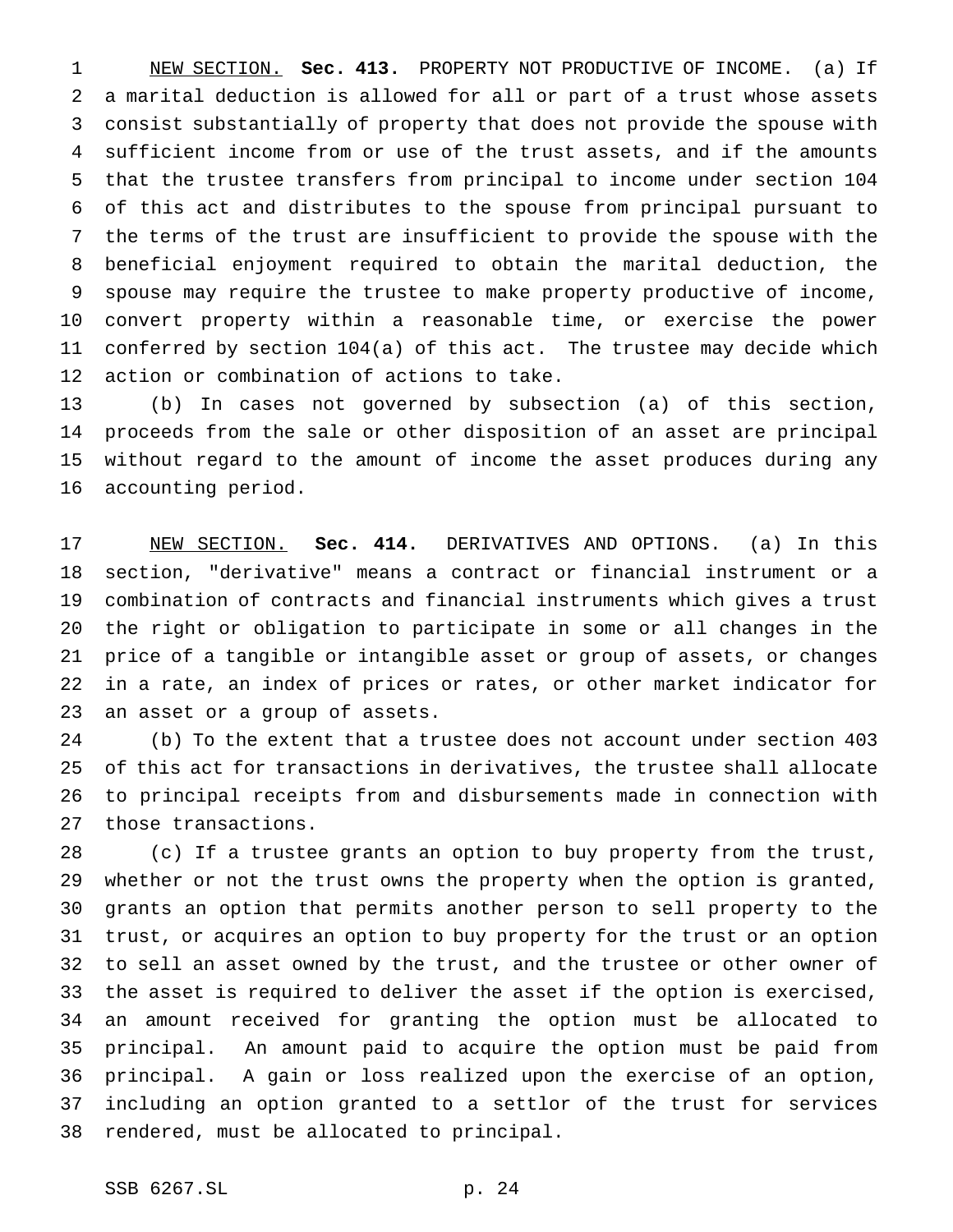NEW SECTION. **Sec. 413.** PROPERTY NOT PRODUCTIVE OF INCOME. (a) If a marital deduction is allowed for all or part of a trust whose assets consist substantially of property that does not provide the spouse with sufficient income from or use of the trust assets, and if the amounts that the trustee transfers from principal to income under section 104 of this act and distributes to the spouse from principal pursuant to the terms of the trust are insufficient to provide the spouse with the beneficial enjoyment required to obtain the marital deduction, the spouse may require the trustee to make property productive of income, convert property within a reasonable time, or exercise the power conferred by section 104(a) of this act. The trustee may decide which action or combination of actions to take.

(b) In cases not governed by subsection (a) of this section, proceeds from the sale or other disposition of an asset are principal without regard to the amount of income the asset produces during any accounting period.

NEW SECTION. **Sec. 414.** DERIVATIVES AND OPTIONS. (a) In this section, "derivative" means a contract or financial instrument or a combination of contracts and financial instruments which gives a trust the right or obligation to participate in some or all changes in the price of a tangible or intangible asset or group of assets, or changes in a rate, an index of prices or rates, or other market indicator for an asset or a group of assets.

(b) To the extent that a trustee does not account under section 403 of this act for transactions in derivatives, the trustee shall allocate to principal receipts from and disbursements made in connection with those transactions.

(c) If a trustee grants an option to buy property from the trust, whether or not the trust owns the property when the option is granted, grants an option that permits another person to sell property to the trust, or acquires an option to buy property for the trust or an option to sell an asset owned by the trust, and the trustee or other owner of the asset is required to deliver the asset if the option is exercised, an amount received for granting the option must be allocated to principal. An amount paid to acquire the option must be paid from principal. A gain or loss realized upon the exercise of an option, including an option granted to a settlor of the trust for services rendered, must be allocated to principal.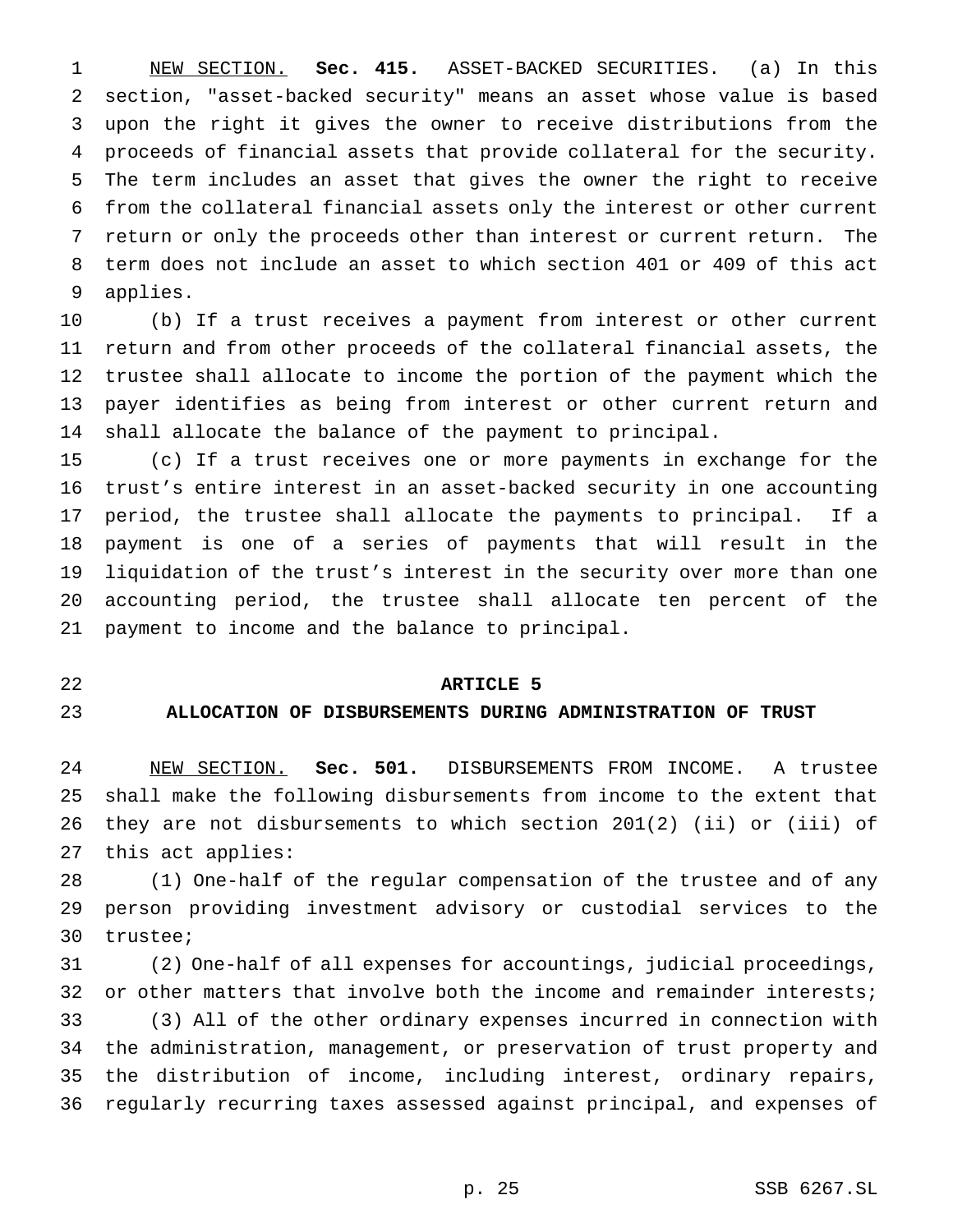NEW SECTION. **Sec. 415.** ASSET-BACKED SECURITIES. (a) In this section, "asset-backed security" means an asset whose value is based upon the right it gives the owner to receive distributions from the proceeds of financial assets that provide collateral for the security. The term includes an asset that gives the owner the right to receive from the collateral financial assets only the interest or other current return or only the proceeds other than interest or current return. The term does not include an asset to which section 401 or 409 of this act applies.

(b) If a trust receives a payment from interest or other current return and from other proceeds of the collateral financial assets, the trustee shall allocate to income the portion of the payment which the payer identifies as being from interest or other current return and shall allocate the balance of the payment to principal.

(c) If a trust receives one or more payments in exchange for the trust's entire interest in an asset-backed security in one accounting period, the trustee shall allocate the payments to principal. If a payment is one of a series of payments that will result in the liquidation of the trust's interest in the security over more than one accounting period, the trustee shall allocate ten percent of the payment to income and the balance to principal.

## ARTICLE 5

## ALLOCATION OF DISBURSEMENTS DURING ADMINISTRATION OF TRUST

NEW SECTION. **Sec. 501.** DISBURSEMENTS FROM INCOME. A trustee shall make the following disbursements from income to the extent that they are not disbursements to which section 201(2) (ii) or (iii) of this act applies:

(1) One-half of the regular compensation of the trustee and of any person providing investment advisory or custodial services to the trustee;

(2) One-half of all expenses for accountings, judicial proceedings, or other matters that involve both the income and remainder interests;

(3) All of the other ordinary expenses incurred in connection with the administration, management, or preservation of trust property and the distribution of income, including interest, ordinary repairs, regularly recurring taxes assessed against principal, and expenses of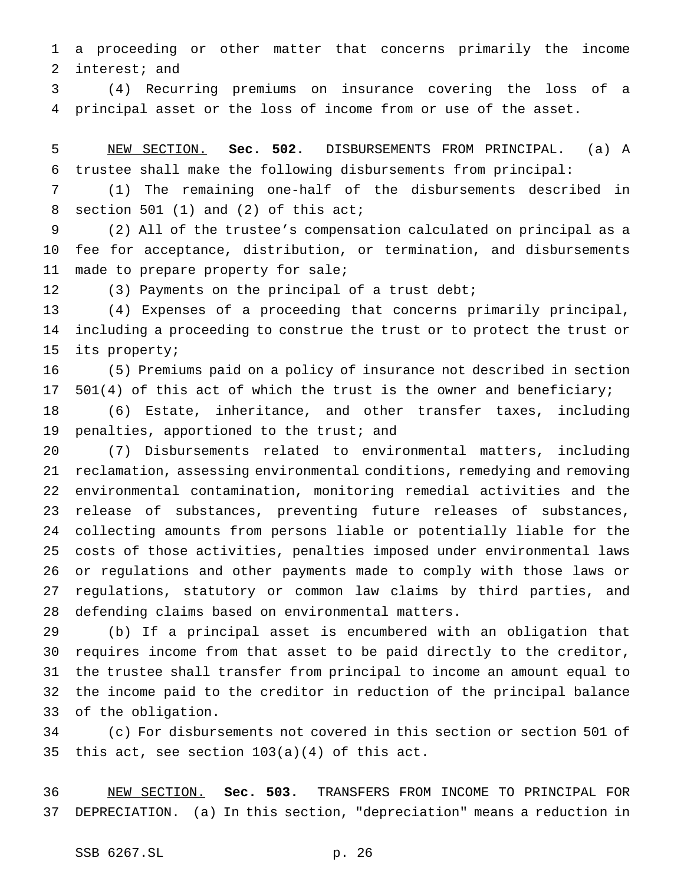a proceeding or other matter that concerns primarily the income interest; and

(4) Recurring premiums on insurance covering the loss of a principal asset or the loss of income from or use of the asset.

NEW SECTION. **Sec. 502.** DISBURSEMENTS FROM PRINCIPAL. (a) A trustee shall make the following disbursements from principal:

(1) The remaining one-half of the disbursements described in section 501 (1) and (2) of this act;

(2) All of the trustee's compensation calculated on principal as a fee for acceptance, distribution, or termination, and disbursements made to prepare property for sale;

(3) Payments on the principal of a trust debt;

(4) Expenses of a proceeding that concerns primarily principal, including a proceeding to construe the trust or to protect the trust or its property;

(5) Premiums paid on a policy of insurance not described in section 501(4) of this act of which the trust is the owner and beneficiary;

(6) Estate, inheritance, and other transfer taxes, including penalties, apportioned to the trust; and

(7) Disbursements related to environmental matters, including reclamation, assessing environmental conditions, remedying and removing environmental contamination, monitoring remedial activities and the release of substances, preventing future releases of substances, collecting amounts from persons liable or potentially liable for the costs of those activities, penalties imposed under environmental laws or regulations and other payments made to comply with those laws or regulations, statutory or common law claims by third parties, and defending claims based on environmental matters.

(b) If a principal asset is encumbered with an obligation that requires income from that asset to be paid directly to the creditor, the trustee shall transfer from principal to income an amount equal to the income paid to the creditor in reduction of the principal balance of the obligation.

(c) For disbursements not covered in this section or section 501 of this act, see section 103(a)(4) of this act.

NEW SECTION. **Sec. 503.** TRANSFERS FROM INCOME TO PRINCIPAL FOR DEPRECIATION. (a) In this section, "depreciation" means a reduction in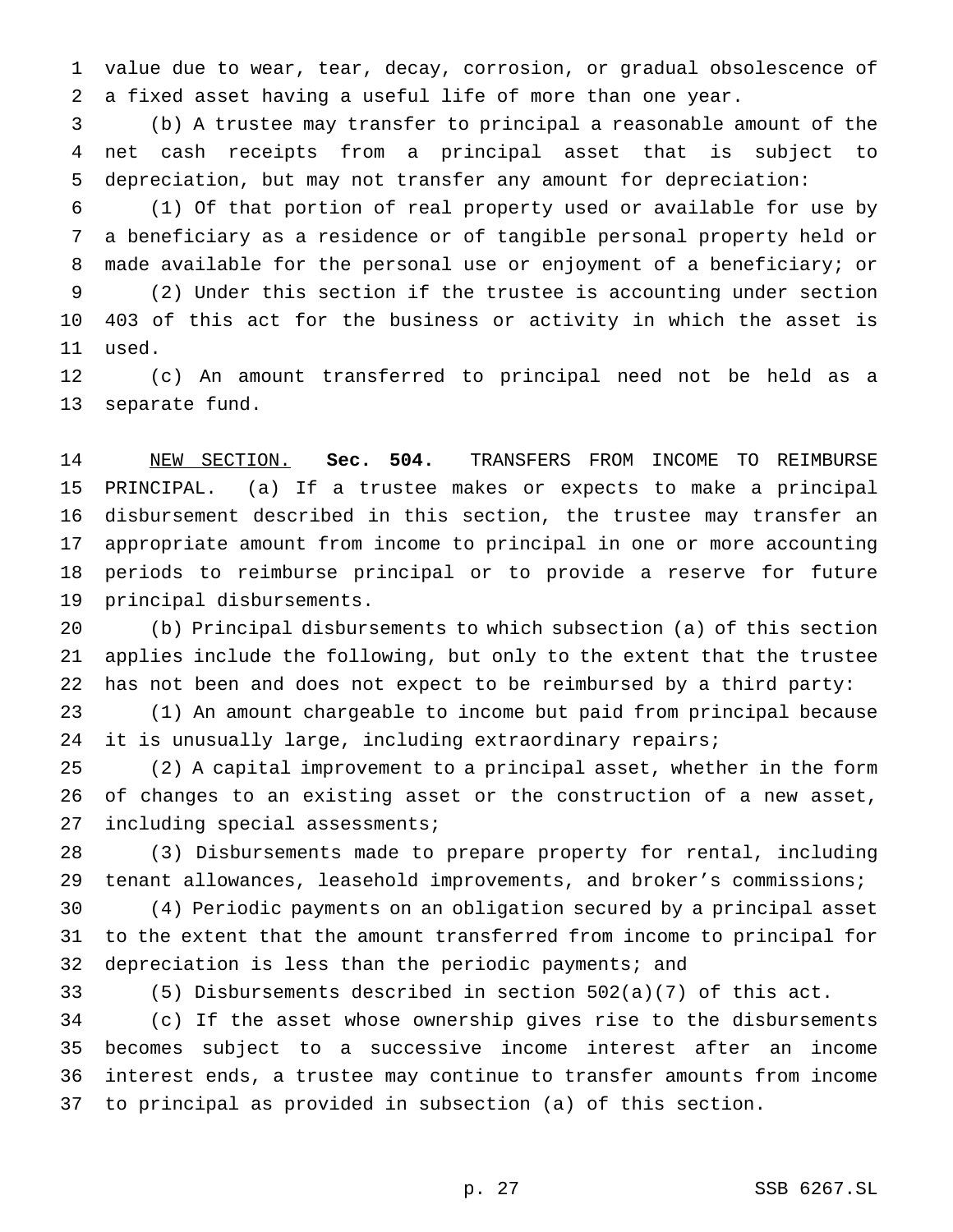value due to wear, tear, decay, corrosion, or gradual obsolescence of a fixed asset having a useful life of more than one year.

(b) A trustee may transfer to principal a reasonable amount of the net cash receipts from a principal asset that is subject to depreciation, but may not transfer any amount for depreciation:

(1) Of that portion of real property used or available for use by a beneficiary as a residence or of tangible personal property held or made available for the personal use or enjoyment of a beneficiary; or

(2) Under this section if the trustee is accounting under section 403 of this act for the business or activity in which the asset is used.

(c) An amount transferred to principal need not be held as a separate fund.

NEW SECTION. **Sec. 504.** TRANSFERS FROM INCOME TO REIMBURSE PRINCIPAL. (a) If a trustee makes or expects to make a principal disbursement described in this section, the trustee may transfer an appropriate amount from income to principal in one or more accounting periods to reimburse principal or to provide a reserve for future principal disbursements.

(b) Principal disbursements to which subsection (a) of this section applies include the following, but only to the extent that the trustee has not been and does not expect to be reimbursed by a third party:

(1) An amount chargeable to income but paid from principal because it is unusually large, including extraordinary repairs;

(2) A capital improvement to a principal asset, whether in the form of changes to an existing asset or the construction of a new asset, including special assessments;

(3) Disbursements made to prepare property for rental, including tenant allowances, leasehold improvements, and broker's commissions;

(4) Periodic payments on an obligation secured by a principal asset to the extent that the amount transferred from income to principal for depreciation is less than the periodic payments; and

(5) Disbursements described in section 502(a)(7) of this act.

(c) If the asset whose ownership gives rise to the disbursements becomes subject to a successive income interest after an income interest ends, a trustee may continue to transfer amounts from income to principal as provided in subsection (a) of this section.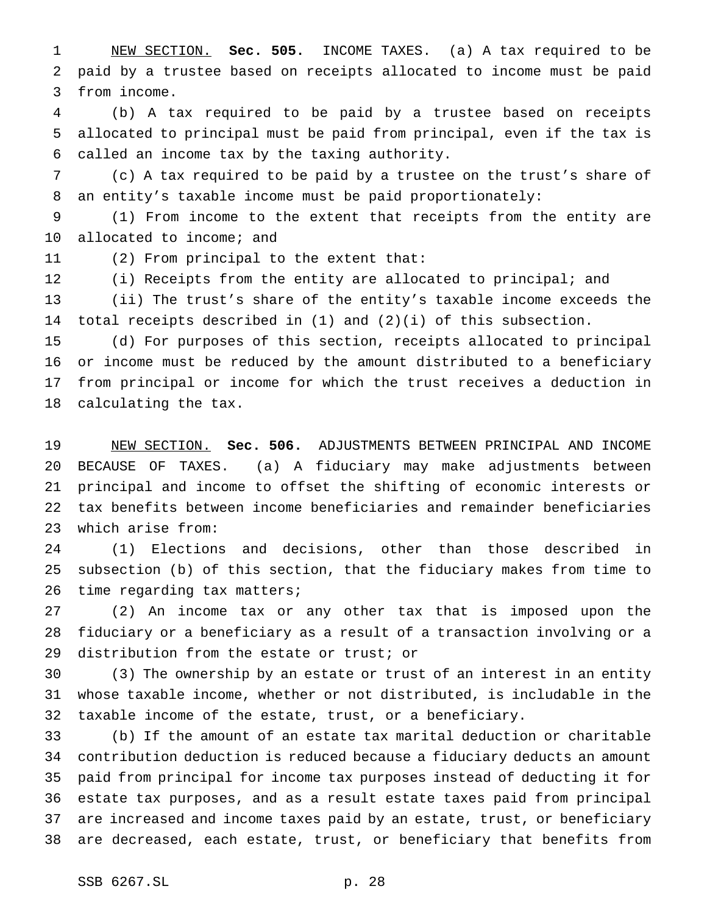NEW SECTION. **Sec. 505.** INCOME TAXES. (a) A tax required to be paid by a trustee based on receipts allocated to income must be paid from income.

(b) A tax required to be paid by a trustee based on receipts allocated to principal must be paid from principal, even if the tax is called an income tax by the taxing authority.

(c) A tax required to be paid by a trustee on the trust's share of an entity's taxable income must be paid proportionately:

(1) From income to the extent that receipts from the entity are allocated to income; and

(2) From principal to the extent that:

(i) Receipts from the entity are allocated to principal; and

(ii) The trust's share of the entity's taxable income exceeds the total receipts described in (1) and (2)(i) of this subsection.

(d) For purposes of this section, receipts allocated to principal or income must be reduced by the amount distributed to a beneficiary from principal or income for which the trust receives a deduction in calculating the tax.

NEW SECTION. **Sec. 506.** ADJUSTMENTS BETWEEN PRINCIPAL AND INCOME BECAUSE OF TAXES. (a) A fiduciary may make adjustments between principal and income to offset the shifting of economic interests or tax benefits between income beneficiaries and remainder beneficiaries which arise from:

(1) Elections and decisions, other than those described in subsection (b) of this section, that the fiduciary makes from time to time regarding tax matters;

(2) An income tax or any other tax that is imposed upon the fiduciary or a beneficiary as a result of a transaction involving or a distribution from the estate or trust; or

(3) The ownership by an estate or trust of an interest in an entity whose taxable income, whether or not distributed, is includable in the taxable income of the estate, trust, or a beneficiary.

(b) If the amount of an estate tax marital deduction or charitable contribution deduction is reduced because a fiduciary deducts an amount paid from principal for income tax purposes instead of deducting it for estate tax purposes, and as a result estate taxes paid from principal are increased and income taxes paid by an estate, trust, or beneficiary are decreased, each estate, trust, or beneficiary that benefits from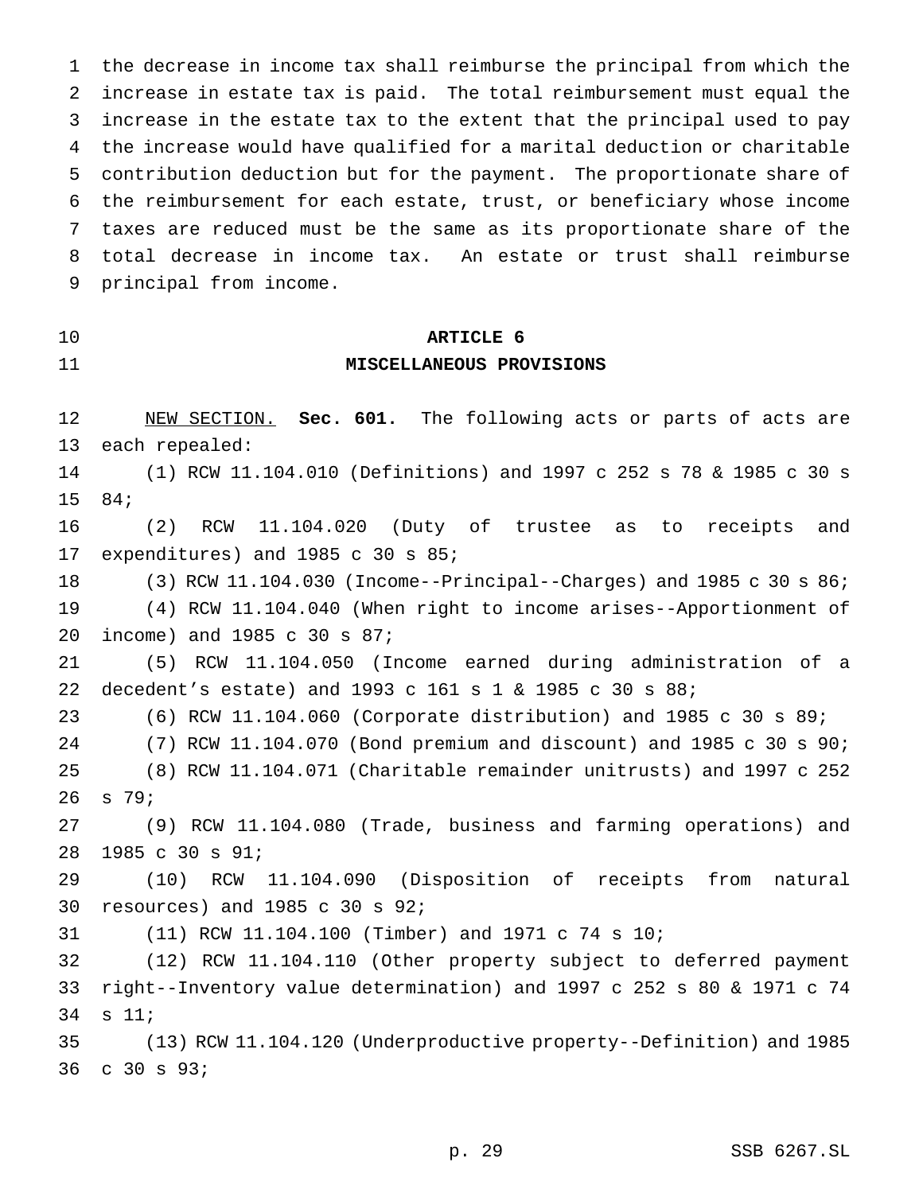the decrease in income tax shall reimburse the principal from which the increase in estate tax is paid. The total reimbursement must equal the increase in the estate tax to the extent that the principal used to pay the increase would have qualified for a marital deduction or charitable contribution deduction but for the payment. The proportionate share of the reimbursement for each estate, trust, or beneficiary whose income taxes are reduced must be the same as its proportionate share of the total decrease in income tax. An estate or trust shall reimburse principal from income.

## ARTICLE 6
## MISCELLANEOUS PROVISIONS

NEW SECTION. **Sec. 601.** The following acts or parts of acts are each repealed:

(1) RCW 11.104.010 (Definitions) and 1997 c 252 s 78 & 1985 c 30 s 84;

(2) RCW 11.104.020 (Duty of trustee as to receipts and expenditures) and 1985 c 30 s 85;

(3) RCW 11.104.030 (Income--Principal--Charges) and 1985 c 30 s 86;

(4) RCW 11.104.040 (When right to income arises--Apportionment of income) and 1985 c 30 s 87;

(5) RCW 11.104.050 (Income earned during administration of a decedent's estate) and 1993 c 161 s 1 & 1985 c 30 s 88;

(6) RCW 11.104.060 (Corporate distribution) and 1985 c 30 s 89;

(7) RCW 11.104.070 (Bond premium and discount) and 1985 c 30 s 90;

(8) RCW 11.104.071 (Charitable remainder unitrusts) and 1997 c 252 s 79;

(9) RCW 11.104.080 (Trade, business and farming operations) and 1985 c 30 s 91;

(10) RCW 11.104.090 (Disposition of receipts from natural resources) and 1985 c 30 s 92;

(11) RCW 11.104.100 (Timber) and 1971 c 74 s 10;

(12) RCW 11.104.110 (Other property subject to deferred payment right--Inventory value determination) and 1997 c 252 s 80 & 1971 c 74 s 11;

(13) RCW 11.104.120 (Underproductive property--Definition) and 1985 c 30 s 93;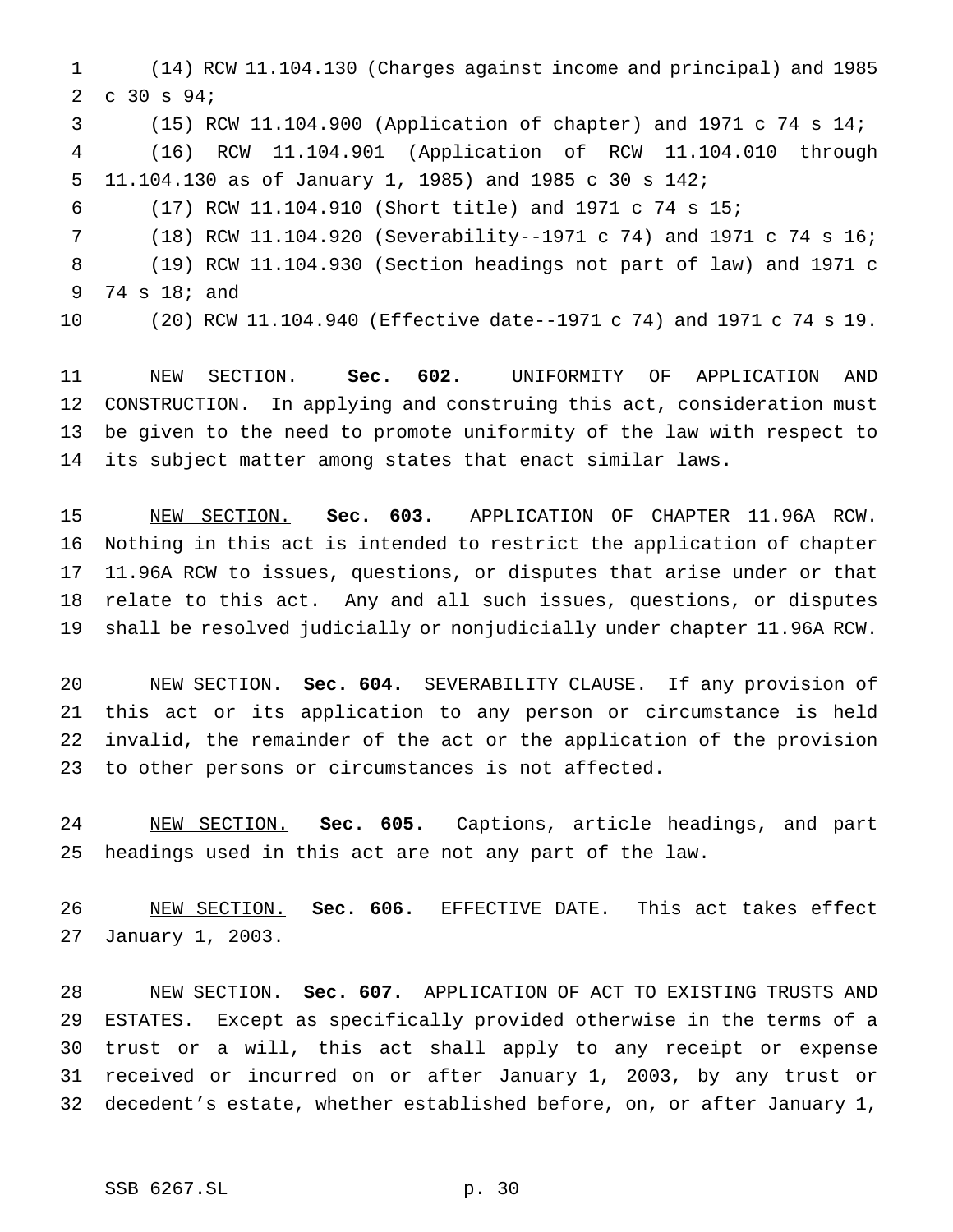(14) RCW 11.104.130 (Charges against income and principal) and 1985 c 30 s 94;

(15) RCW 11.104.900 (Application of chapter) and 1971 c 74 s 14;

(16) RCW 11.104.901 (Application of RCW 11.104.010 through 11.104.130 as of January 1, 1985) and 1985 c 30 s 142;

(17) RCW 11.104.910 (Short title) and 1971 c 74 s 15;

(18) RCW 11.104.920 (Severability--1971 c 74) and 1971 c 74 s 16;

(19) RCW 11.104.930 (Section headings not part of law) and 1971 c 74 s 18; and

(20) RCW 11.104.940 (Effective date--1971 c 74) and 1971 c 74 s 19.

NEW SECTION. **Sec. 602.** UNIFORMITY OF APPLICATION AND CONSTRUCTION. In applying and construing this act, consideration must be given to the need to promote uniformity of the law with respect to its subject matter among states that enact similar laws.

NEW SECTION. **Sec. 603.** APPLICATION OF CHAPTER 11.96A RCW. Nothing in this act is intended to restrict the application of chapter 11.96A RCW to issues, questions, or disputes that arise under or that relate to this act. Any and all such issues, questions, or disputes shall be resolved judicially or nonjudicially under chapter 11.96A RCW.

NEW SECTION. **Sec. 604.** SEVERABILITY CLAUSE. If any provision of this act or its application to any person or circumstance is held invalid, the remainder of the act or the application of the provision to other persons or circumstances is not affected.

NEW SECTION. **Sec. 605.** Captions, article headings, and part headings used in this act are not any part of the law.

NEW SECTION. **Sec. 606.** EFFECTIVE DATE. This act takes effect January 1, 2003.

NEW SECTION. **Sec. 607.** APPLICATION OF ACT TO EXISTING TRUSTS AND ESTATES. Except as specifically provided otherwise in the terms of a trust or a will, this act shall apply to any receipt or expense received or incurred on or after January 1, 2003, by any trust or decedent's estate, whether established before, on, or after January 1,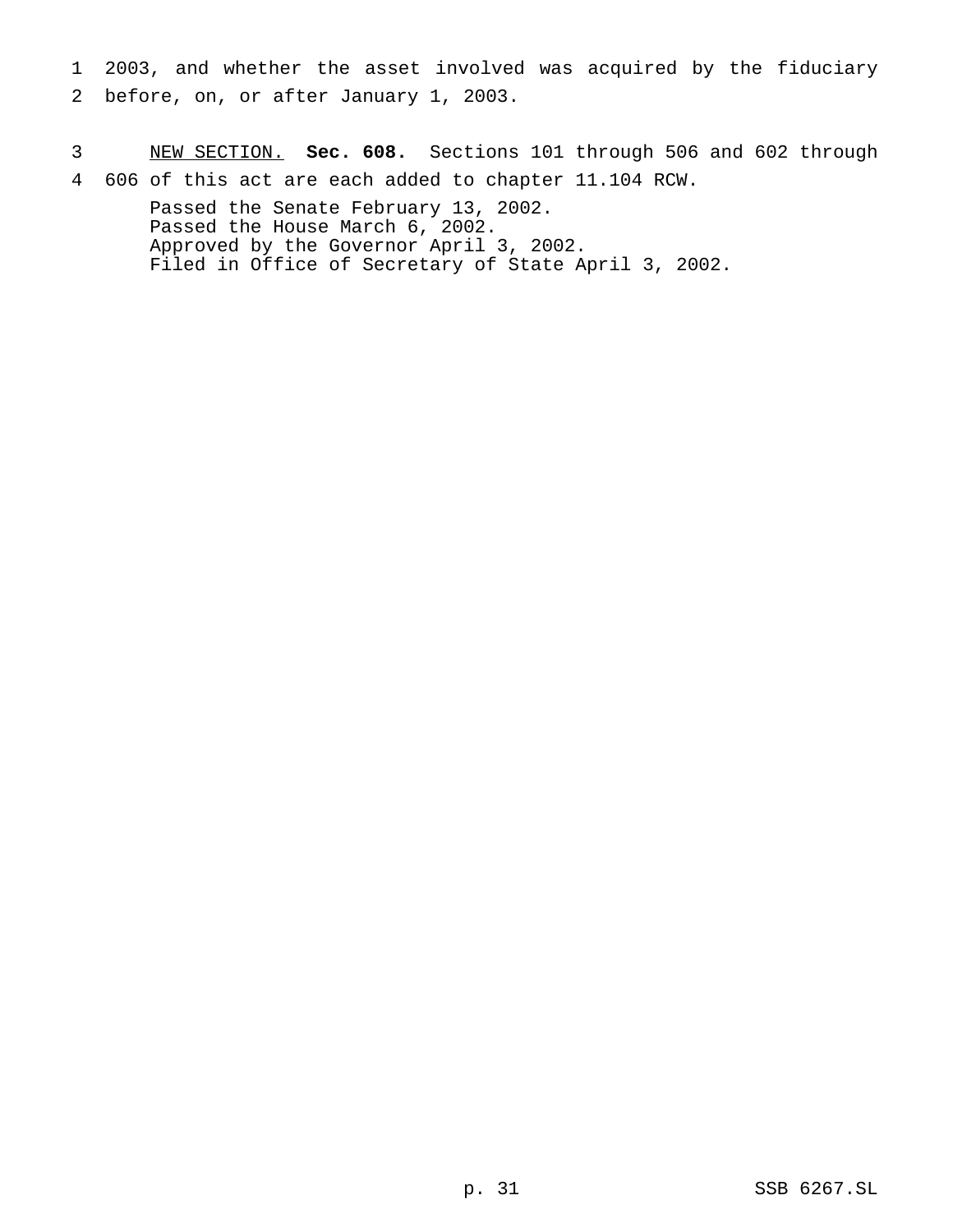2003, and whether the asset involved was acquired by the fiduciary before, on, or after January 1, 2003.

NEW SECTION. **Sec. 608.** Sections 101 through 506 and 602 through 606 of this act are each added to chapter 11.104 RCW.

Passed the Senate February 13, 2002.
Passed the House March 6, 2002.
Approved by the Governor April 3, 2002.
Filed in Office of Secretary of State April 3, 2002.